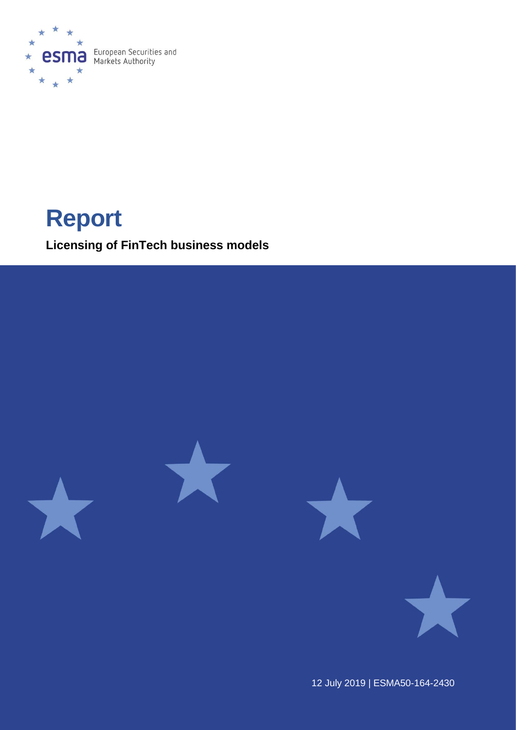European Securities and Markets Authority

# Report

## Licensing of FinTech business models

12 July 2019 | ESMA50-164-2430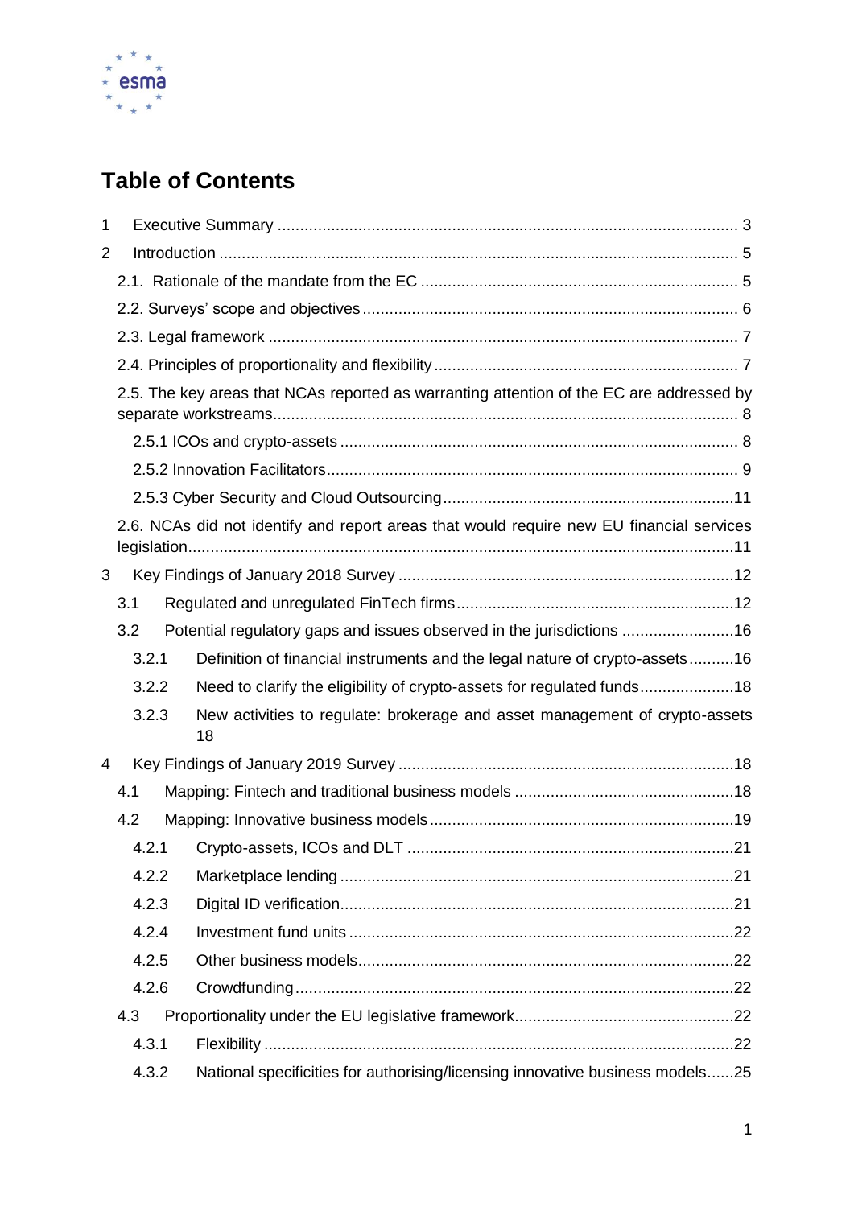# Table of Contents

1 Executive Summary ........................................................................................................ 3

2 Introduction ..................................................................................................................... 5

2.1. Rationale of the mandate from the EC ........................................................................ 5

2.2. Surveys' scope and objectives ..................................................................................... 6

2.3. Legal framework .......................................................................................................... 7

2.4. Principles of proportionality and flexibility .................................................................... 7

2.5. The key areas that NCAs reported as warranting attention of the EC are addressed by separate workstreams........................................................................................................ 8

2.5.1 ICOs and crypto-assets ......................................................................................... 8

2.5.2 Innovation Facilitators............................................................................................ 9

2.5.3 Cyber Security and Cloud Outsourcing.................................................................11

2.6. NCAs did not identify and report areas that would require new EU financial services legislation..........................................................................................................................11

3 Key Findings of January 2018 Survey ............................................................................12

3.1 Regulated and unregulated FinTech firms..............................................................12

3.2 Potential regulatory gaps and issues observed in the jurisdictions .........................16

3.2.1 Definition of financial instruments and the legal nature of crypto-assets..........16

3.2.2 Need to clarify the eligibility of crypto-assets for regulated funds.....................18

3.2.3 New activities to regulate: brokerage and asset management of crypto-assets 18

4 Key Findings of January 2019 Survey ............................................................................18

4.1 Mapping: Fintech and traditional business models .................................................18

4.2 Mapping: Innovative business models....................................................................19

4.2.1 Crypto-assets, ICOs and DLT .........................................................................21

4.2.2 Marketplace lending .......................................................................................21

4.2.3 Digital ID verification.......................................................................................21

4.2.4 Investment fund units .....................................................................................22

4.2.5 Other business models...................................................................................22

4.2.6 Crowdfunding..................................................................................................22

4.3 Proportionality under the EU legislative framework.................................................22

4.3.1 Flexibility ........................................................................................................22

4.3.2 National specificities for authorising/licensing innovative business models......25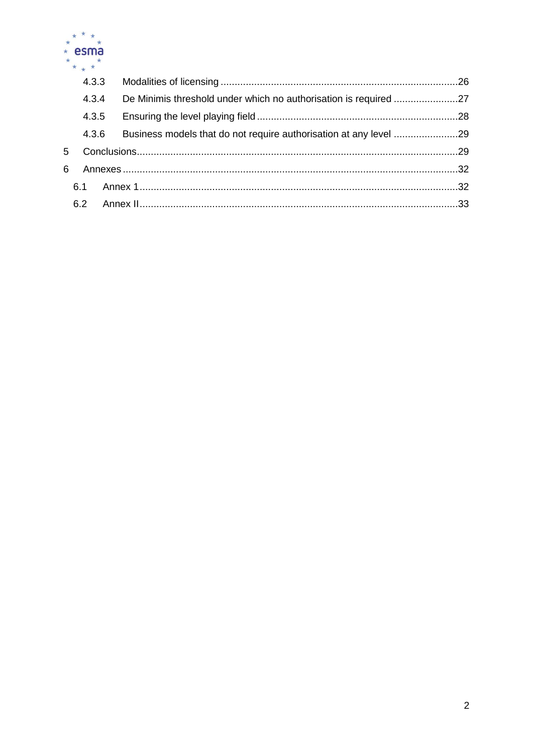4.3.3 Modalities of licensing .....26

4.3.4 De Minimis threshold under which no authorisation is required .....27

4.3.5 Ensuring the level playing field .....28

4.3.6 Business models that do not require authorisation at any level .....29

5 Conclusions .....29

6 Annexes .....32

6.1 Annex 1 .....32

6.2 Annex II .....33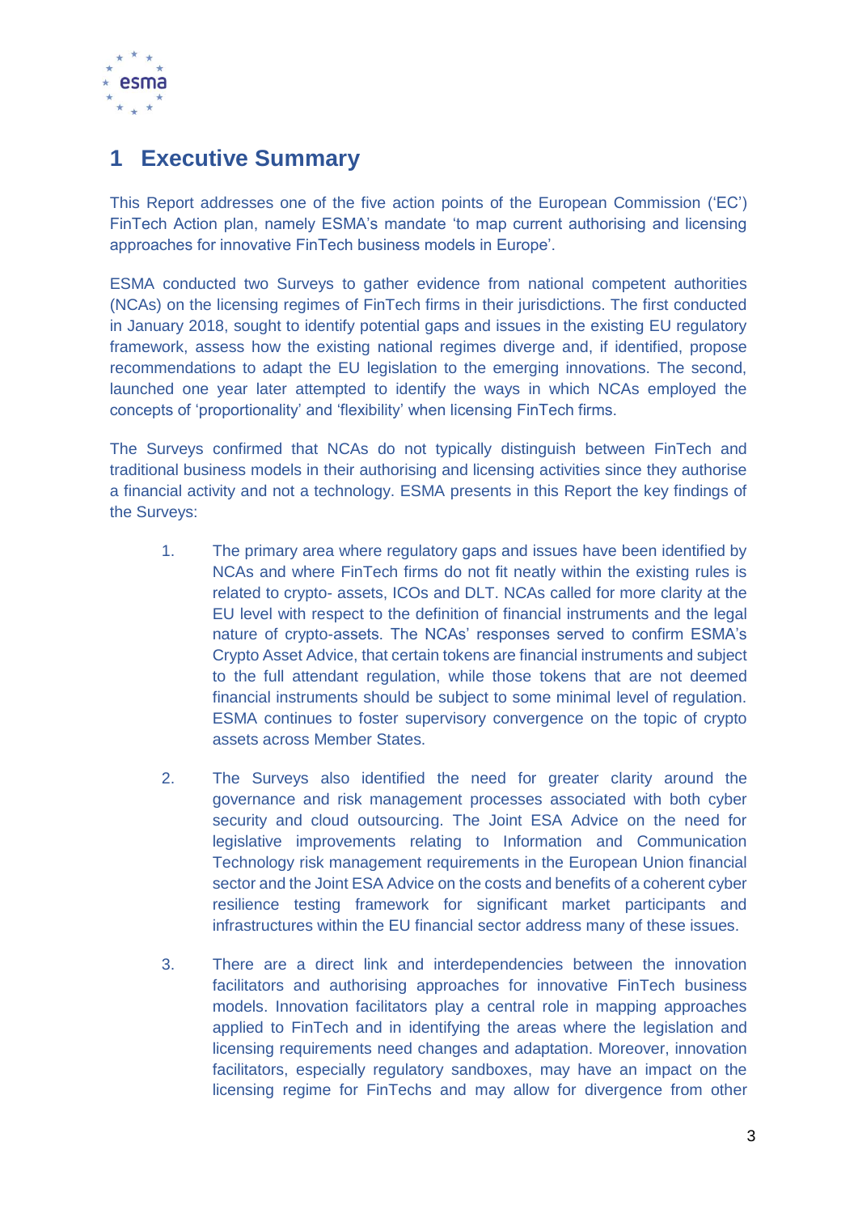# 1 Executive Summary

This Report addresses one of the five action points of the European Commission ('EC') FinTech Action plan, namely ESMA's mandate 'to map current authorising and licensing approaches for innovative FinTech business models in Europe'.

ESMA conducted two Surveys to gather evidence from national competent authorities (NCAs) on the licensing regimes of FinTech firms in their jurisdictions. The first conducted in January 2018, sought to identify potential gaps and issues in the existing EU regulatory framework, assess how the existing national regimes diverge and, if identified, propose recommendations to adapt the EU legislation to the emerging innovations. The second, launched one year later attempted to identify the ways in which NCAs employed the concepts of 'proportionality' and 'flexibility' when licensing FinTech firms.

The Surveys confirmed that NCAs do not typically distinguish between FinTech and traditional business models in their authorising and licensing activities since they authorise a financial activity and not a technology. ESMA presents in this Report the key findings of the Surveys:

1. The primary area where regulatory gaps and issues have been identified by NCAs and where FinTech firms do not fit neatly within the existing rules is related to crypto- assets, ICOs and DLT. NCAs called for more clarity at the EU level with respect to the definition of financial instruments and the legal nature of crypto-assets. The NCAs' responses served to confirm ESMA's Crypto Asset Advice, that certain tokens are financial instruments and subject to the full attendant regulation, while those tokens that are not deemed financial instruments should be subject to some minimal level of regulation. ESMA continues to foster supervisory convergence on the topic of crypto assets across Member States.

2. The Surveys also identified the need for greater clarity around the governance and risk management processes associated with both cyber security and cloud outsourcing. The Joint ESA Advice on the need for legislative improvements relating to Information and Communication Technology risk management requirements in the European Union financial sector and the Joint ESA Advice on the costs and benefits of a coherent cyber resilience testing framework for significant market participants and infrastructures within the EU financial sector address many of these issues.

3. There are a direct link and interdependencies between the innovation facilitators and authorising approaches for innovative FinTech business models. Innovation facilitators play a central role in mapping approaches applied to FinTech and in identifying the areas where the legislation and licensing requirements need changes and adaptation. Moreover, innovation facilitators, especially regulatory sandboxes, may have an impact on the licensing regime for FinTechs and may allow for divergence from other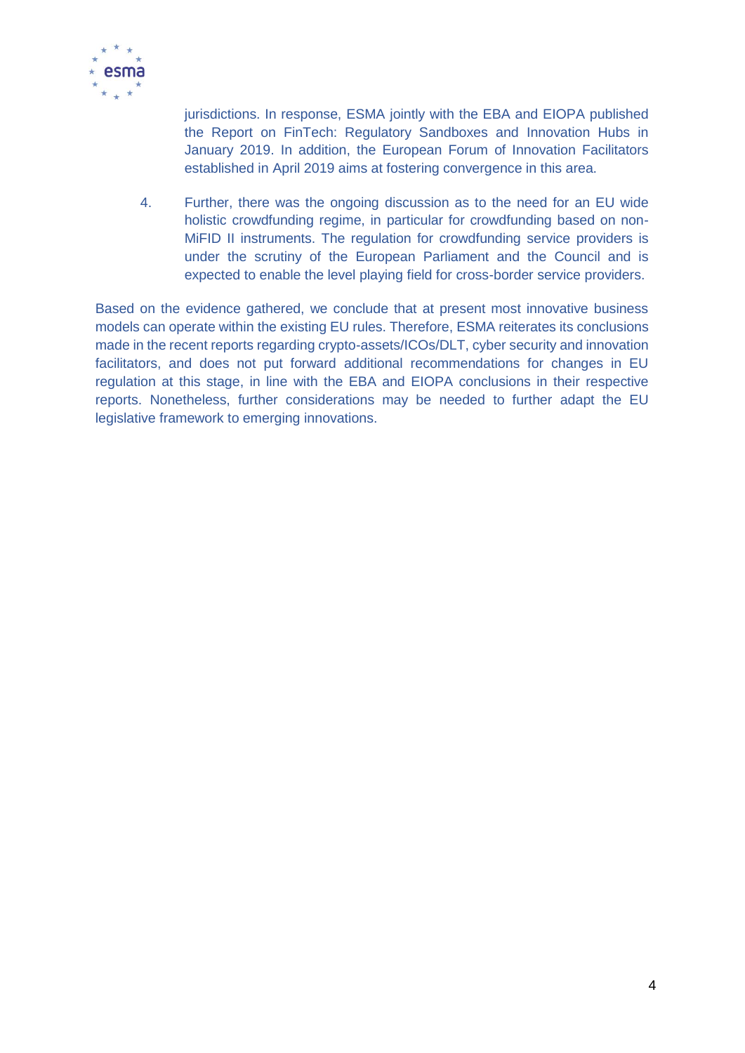jurisdictions. In response, ESMA jointly with the EBA and EIOPA published the Report on FinTech: Regulatory Sandboxes and Innovation Hubs in January 2019. In addition, the European Forum of Innovation Facilitators established in April 2019 aims at fostering convergence in this area.

4. Further, there was the ongoing discussion as to the need for an EU wide holistic crowdfunding regime, in particular for crowdfunding based on non-MiFID II instruments. The regulation for crowdfunding service providers is under the scrutiny of the European Parliament and the Council and is expected to enable the level playing field for cross-border service providers.

Based on the evidence gathered, we conclude that at present most innovative business models can operate within the existing EU rules. Therefore, ESMA reiterates its conclusions made in the recent reports regarding crypto-assets/ICOs/DLT, cyber security and innovation facilitators, and does not put forward additional recommendations for changes in EU regulation at this stage, in line with the EBA and EIOPA conclusions in their respective reports. Nonetheless, further considerations may be needed to further adapt the EU legislative framework to emerging innovations.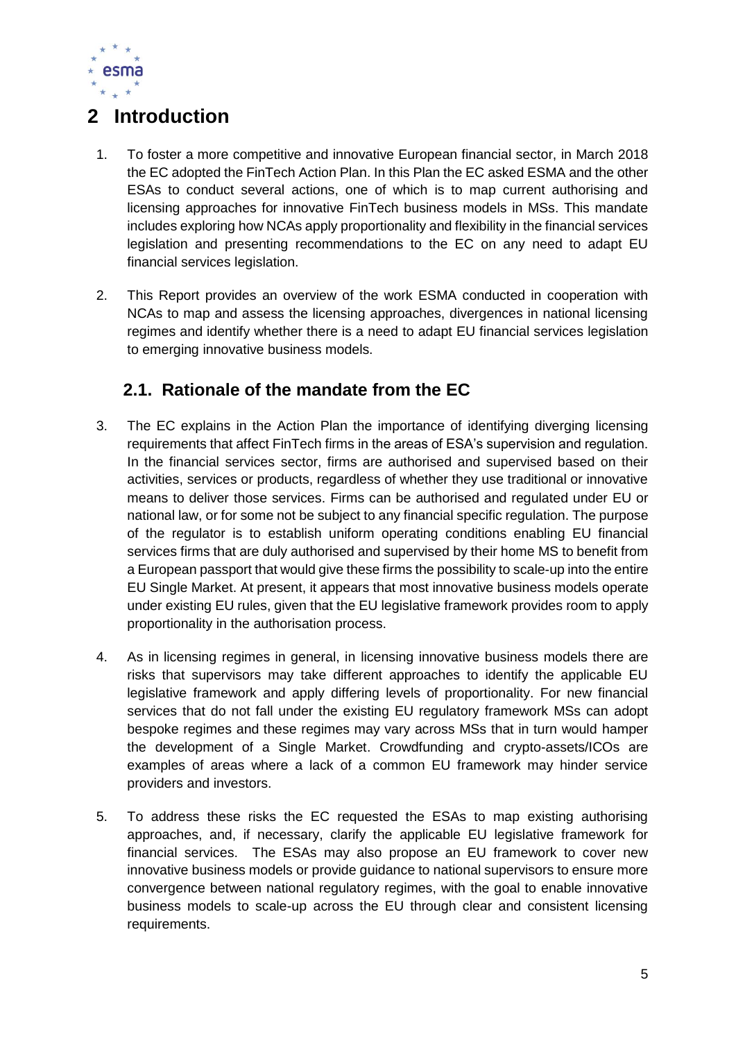# 2 Introduction

1. To foster a more competitive and innovative European financial sector, in March 2018 the EC adopted the FinTech Action Plan. In this Plan the EC asked ESMA and the other ESAs to conduct several actions, one of which is to map current authorising and licensing approaches for innovative FinTech business models in MSs. This mandate includes exploring how NCAs apply proportionality and flexibility in the financial services legislation and presenting recommendations to the EC on any need to adapt EU financial services legislation.

2. This Report provides an overview of the work ESMA conducted in cooperation with NCAs to map and assess the licensing approaches, divergences in national licensing regimes and identify whether there is a need to adapt EU financial services legislation to emerging innovative business models.

## 2.1. Rationale of the mandate from the EC

3. The EC explains in the Action Plan the importance of identifying diverging licensing requirements that affect FinTech firms in the areas of ESA's supervision and regulation. In the financial services sector, firms are authorised and supervised based on their activities, services or products, regardless of whether they use traditional or innovative means to deliver those services. Firms can be authorised and regulated under EU or national law, or for some not be subject to any financial specific regulation. The purpose of the regulator is to establish uniform operating conditions enabling EU financial services firms that are duly authorised and supervised by their home MS to benefit from a European passport that would give these firms the possibility to scale-up into the entire EU Single Market. At present, it appears that most innovative business models operate under existing EU rules, given that the EU legislative framework provides room to apply proportionality in the authorisation process.

4. As in licensing regimes in general, in licensing innovative business models there are risks that supervisors may take different approaches to identify the applicable EU legislative framework and apply differing levels of proportionality. For new financial services that do not fall under the existing EU regulatory framework MSs can adopt bespoke regimes and these regimes may vary across MSs that in turn would hamper the development of a Single Market. Crowdfunding and crypto-assets/ICOs are examples of areas where a lack of a common EU framework may hinder service providers and investors.

5. To address these risks the EC requested the ESAs to map existing authorising approaches, and, if necessary, clarify the applicable EU legislative framework for financial services. The ESAs may also propose an EU framework to cover new innovative business models or provide guidance to national supervisors to ensure more convergence between national regulatory regimes, with the goal to enable innovative business models to scale-up across the EU through clear and consistent licensing requirements.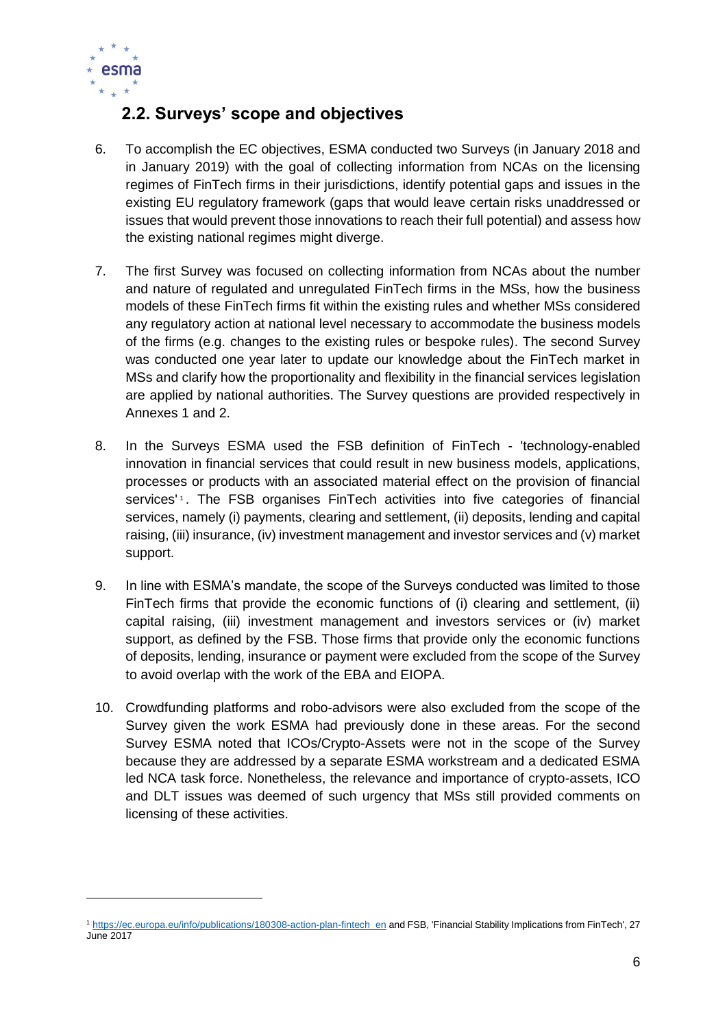## 2.2. Surveys' scope and objectives

6. To accomplish the EC objectives, ESMA conducted two Surveys (in January 2018 and in January 2019) with the goal of collecting information from NCAs on the licensing regimes of FinTech firms in their jurisdictions, identify potential gaps and issues in the existing EU regulatory framework (gaps that would leave certain risks unaddressed or issues that would prevent those innovations to reach their full potential) and assess how the existing national regimes might diverge.

7. The first Survey was focused on collecting information from NCAs about the number and nature of regulated and unregulated FinTech firms in the MSs, how the business models of these FinTech firms fit within the existing rules and whether MSs considered any regulatory action at national level necessary to accommodate the business models of the firms (e.g. changes to the existing rules or bespoke rules). The second Survey was conducted one year later to update our knowledge about the FinTech market in MSs and clarify how the proportionality and flexibility in the financial services legislation are applied by national authorities. The Survey questions are provided respectively in Annexes 1 and 2.

8. In the Surveys ESMA used the FSB definition of FinTech - 'technology-enabled innovation in financial services that could result in new business models, applications, processes or products with an associated material effect on the provision of financial services'[1]. The FSB organises FinTech activities into five categories of financial services, namely (i) payments, clearing and settlement, (ii) deposits, lending and capital raising, (iii) insurance, (iv) investment management and investor services and (v) market support.

9. In line with ESMA's mandate, the scope of the Surveys conducted was limited to those FinTech firms that provide the economic functions of (i) clearing and settlement, (ii) capital raising, (iii) investment management and investors services or (iv) market support, as defined by the FSB. Those firms that provide only the economic functions of deposits, lending, insurance or payment were excluded from the scope of the Survey to avoid overlap with the work of the EBA and EIOPA.

10. Crowdfunding platforms and robo-advisors were also excluded from the scope of the Survey given the work ESMA had previously done in these areas. For the second Survey ESMA noted that ICOs/Crypto-Assets were not in the scope of the Survey because they are addressed by a separate ESMA workstream and a dedicated ESMA led NCA task force. Nonetheless, the relevance and importance of crypto-assets, ICO and DLT issues was deemed of such urgency that MSs still provided comments on licensing of these activities.

[1] https://ec.europa.eu/info/publications/180308-action-plan-fintech_en and FSB, 'Financial Stability Implications from FinTech', 27 June 2017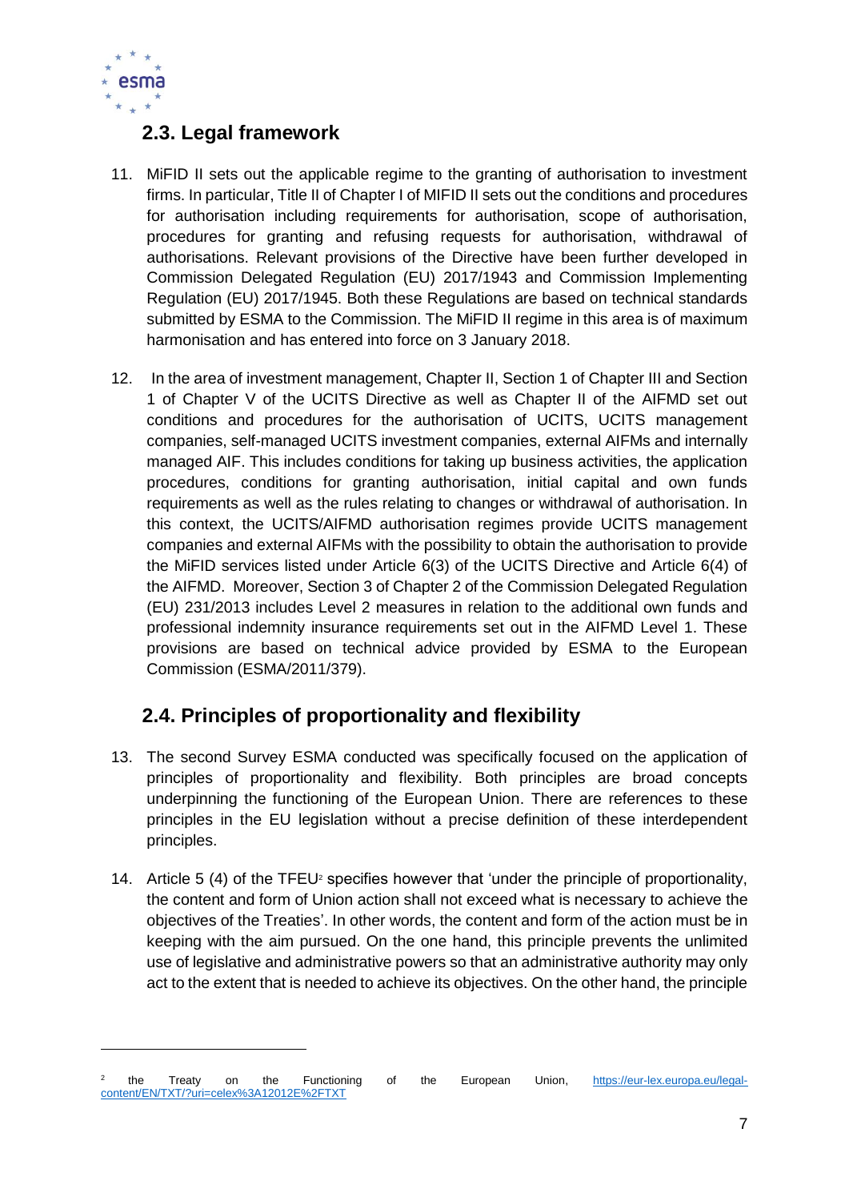## 2.3. Legal framework

11. MiFID II sets out the applicable regime to the granting of authorisation to investment firms. In particular, Title II of Chapter I of MIFID II sets out the conditions and procedures for authorisation including requirements for authorisation, scope of authorisation, procedures for granting and refusing requests for authorisation, withdrawal of authorisations. Relevant provisions of the Directive have been further developed in Commission Delegated Regulation (EU) 2017/1943 and Commission Implementing Regulation (EU) 2017/1945. Both these Regulations are based on technical standards submitted by ESMA to the Commission. The MiFID II regime in this area is of maximum harmonisation and has entered into force on 3 January 2018.

12. In the area of investment management, Chapter II, Section 1 of Chapter III and Section 1 of Chapter V of the UCITS Directive as well as Chapter II of the AIFMD set out conditions and procedures for the authorisation of UCITS, UCITS management companies, self-managed UCITS investment companies, external AIFMs and internally managed AIF. This includes conditions for taking up business activities, the application procedures, conditions for granting authorisation, initial capital and own funds requirements as well as the rules relating to changes or withdrawal of authorisation. In this context, the UCITS/AIFMD authorisation regimes provide UCITS management companies and external AIFMs with the possibility to obtain the authorisation to provide the MiFID services listed under Article 6(3) of the UCITS Directive and Article 6(4) of the AIFMD. Moreover, Section 3 of Chapter 2 of the Commission Delegated Regulation (EU) 231/2013 includes Level 2 measures in relation to the additional own funds and professional indemnity insurance requirements set out in the AIFMD Level 1. These provisions are based on technical advice provided by ESMA to the European Commission (ESMA/2011/379).

## 2.4. Principles of proportionality and flexibility

13. The second Survey ESMA conducted was specifically focused on the application of principles of proportionality and flexibility. Both principles are broad concepts underpinning the functioning of the European Union. There are references to these principles in the EU legislation without a precise definition of these interdependent principles.

14. Article 5 (4) of the TFEU[2] specifies however that 'under the principle of proportionality, the content and form of Union action shall not exceed what is necessary to achieve the objectives of the Treaties'. In other words, the content and form of the action must be in keeping with the aim pursued. On the one hand, this principle prevents the unlimited use of legislative and administrative powers so that an administrative authority may only act to the extent that is needed to achieve its objectives. On the other hand, the principle

[2] the Treaty on the Functioning of the European Union, https://eur-lex.europa.eu/legal-content/EN/TXT/?uri=celex%3A12012E%2FTXT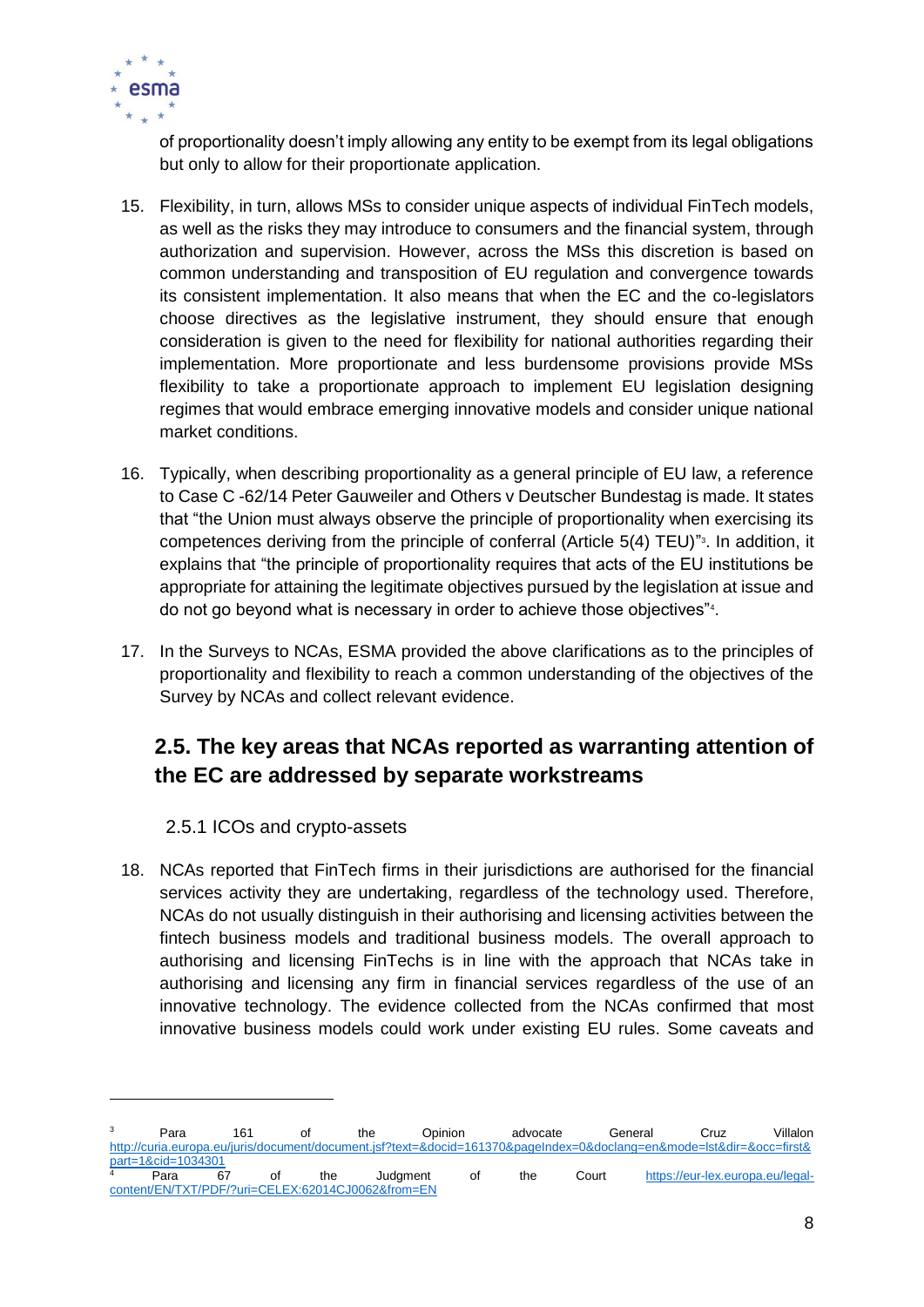of proportionality doesn't imply allowing any entity to be exempt from its legal obligations but only to allow for their proportionate application.

15. Flexibility, in turn, allows MSs to consider unique aspects of individual FinTech models, as well as the risks they may introduce to consumers and the financial system, through authorization and supervision. However, across the MSs this discretion is based on common understanding and transposition of EU regulation and convergence towards its consistent implementation. It also means that when the EC and the co-legislators choose directives as the legislative instrument, they should ensure that enough consideration is given to the need for flexibility for national authorities regarding their implementation. More proportionate and less burdensome provisions provide MSs flexibility to take a proportionate approach to implement EU legislation designing regimes that would embrace emerging innovative models and consider unique national market conditions.

16. Typically, when describing proportionality as a general principle of EU law, a reference to Case C -62/14 Peter Gauweiler and Others v Deutscher Bundestag is made. It states that "the Union must always observe the principle of proportionality when exercising its competences deriving from the principle of conferral (Article 5(4) TEU)"[3]. In addition, it explains that "the principle of proportionality requires that acts of the EU institutions be appropriate for attaining the legitimate objectives pursued by the legislation at issue and do not go beyond what is necessary in order to achieve those objectives"[4].

17. In the Surveys to NCAs, ESMA provided the above clarifications as to the principles of proportionality and flexibility to reach a common understanding of the objectives of the Survey by NCAs and collect relevant evidence.

## 2.5. The key areas that NCAs reported as warranting attention of the EC are addressed by separate workstreams

### 2.5.1 ICOs and crypto-assets

18. NCAs reported that FinTech firms in their jurisdictions are authorised for the financial services activity they are undertaking, regardless of the technology used. Therefore, NCAs do not usually distinguish in their authorising and licensing activities between the fintech business models and traditional business models. The overall approach to authorising and licensing FinTechs is in line with the approach that NCAs take in authorising and licensing any firm in financial services regardless of the use of an innovative technology. The evidence collected from the NCAs confirmed that most innovative business models could work under existing EU rules. Some caveats and

---

[3] Para 161 of the Opinion advocate General Cruz Villalon http://curia.europa.eu/juris/document/document.jsf?text=&docid=161370&pageIndex=0&doclang=en&mode=lst&dir=&occ=first&part=1&cid=1034301

[4] Para 67 of the Judgment of the Court https://eur-lex.europa.eu/legal-content/EN/TXT/PDF/?uri=CELEX:62014CJ0062&from=EN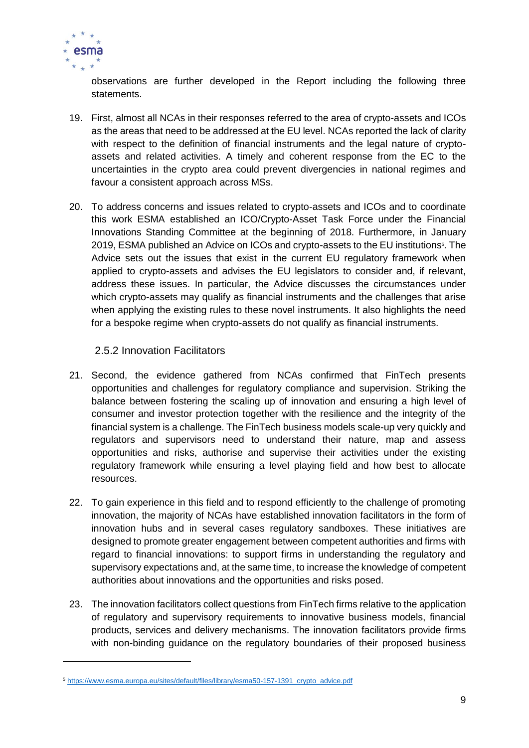observations are further developed in the Report including the following three statements.

19. First, almost all NCAs in their responses referred to the area of crypto-assets and ICOs as the areas that need to be addressed at the EU level. NCAs reported the lack of clarity with respect to the definition of financial instruments and the legal nature of crypto-assets and related activities. A timely and coherent response from the EC to the uncertainties in the crypto area could prevent divergencies in national regimes and favour a consistent approach across MSs.

20. To address concerns and issues related to crypto-assets and ICOs and to coordinate this work ESMA established an ICO/Crypto-Asset Task Force under the Financial Innovations Standing Committee at the beginning of 2018. Furthermore, in January 2019, ESMA published an Advice on ICOs and crypto-assets to the EU institutions[5]. The Advice sets out the issues that exist in the current EU regulatory framework when applied to crypto-assets and advises the EU legislators to consider and, if relevant, address these issues. In particular, the Advice discusses the circumstances under which crypto-assets may qualify as financial instruments and the challenges that arise when applying the existing rules to these novel instruments. It also highlights the need for a bespoke regime when crypto-assets do not qualify as financial instruments.

### 2.5.2 Innovation Facilitators

21. Second, the evidence gathered from NCAs confirmed that FinTech presents opportunities and challenges for regulatory compliance and supervision. Striking the balance between fostering the scaling up of innovation and ensuring a high level of consumer and investor protection together with the resilience and the integrity of the financial system is a challenge. The FinTech business models scale-up very quickly and regulators and supervisors need to understand their nature, map and assess opportunities and risks, authorise and supervise their activities under the existing regulatory framework while ensuring a level playing field and how best to allocate resources.

22. To gain experience in this field and to respond efficiently to the challenge of promoting innovation, the majority of NCAs have established innovation facilitators in the form of innovation hubs and in several cases regulatory sandboxes. These initiatives are designed to promote greater engagement between competent authorities and firms with regard to financial innovations: to support firms in understanding the regulatory and supervisory expectations and, at the same time, to increase the knowledge of competent authorities about innovations and the opportunities and risks posed.

23. The innovation facilitators collect questions from FinTech firms relative to the application of regulatory and supervisory requirements to innovative business models, financial products, services and delivery mechanisms. The innovation facilitators provide firms with non-binding guidance on the regulatory boundaries of their proposed business

[5] https://www.esma.europa.eu/sites/default/files/library/esma50-157-1391_crypto_advice.pdf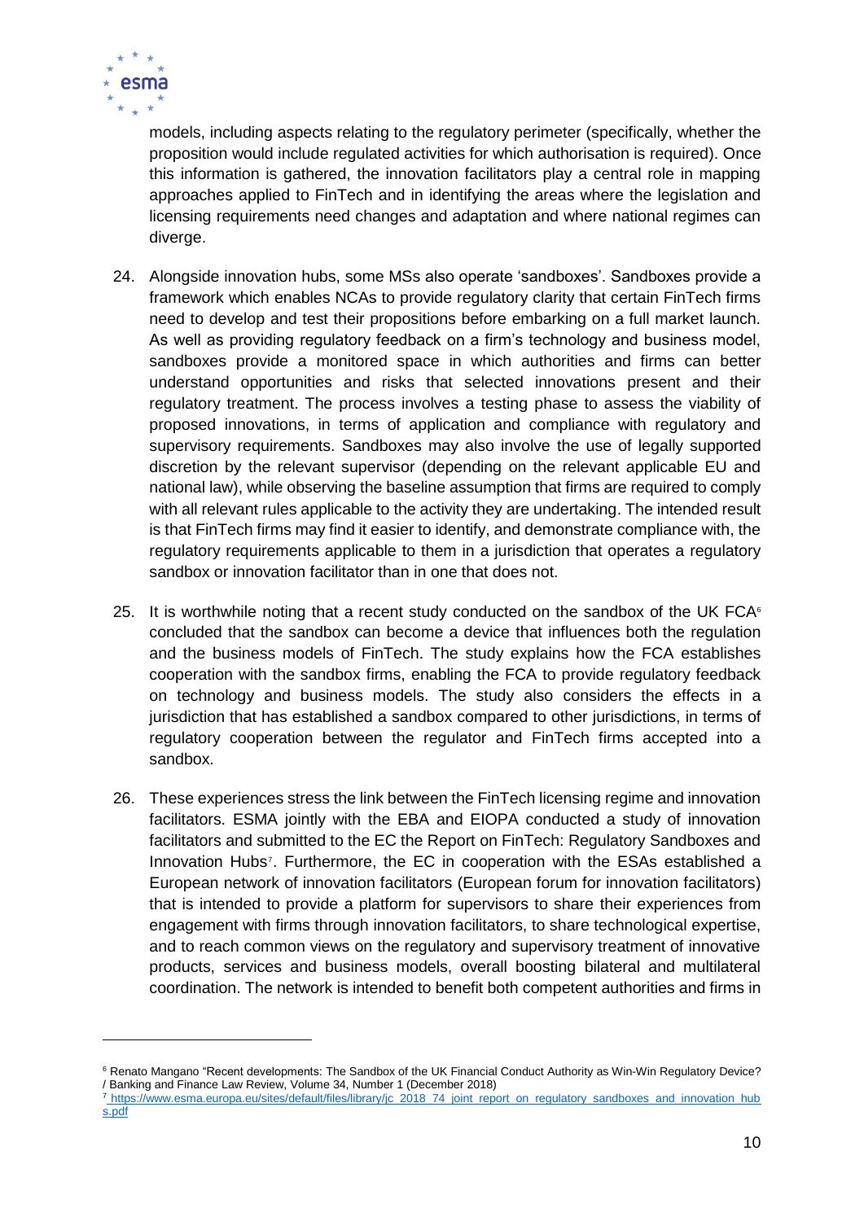models, including aspects relating to the regulatory perimeter (specifically, whether the proposition would include regulated activities for which authorisation is required). Once this information is gathered, the innovation facilitators play a central role in mapping approaches applied to FinTech and in identifying the areas where the legislation and licensing requirements need changes and adaptation and where national regimes can diverge.

24. Alongside innovation hubs, some MSs also operate 'sandboxes'. Sandboxes provide a framework which enables NCAs to provide regulatory clarity that certain FinTech firms need to develop and test their propositions before embarking on a full market launch. As well as providing regulatory feedback on a firm's technology and business model, sandboxes provide a monitored space in which authorities and firms can better understand opportunities and risks that selected innovations present and their regulatory treatment. The process involves a testing phase to assess the viability of proposed innovations, in terms of application and compliance with regulatory and supervisory requirements. Sandboxes may also involve the use of legally supported discretion by the relevant supervisor (depending on the relevant applicable EU and national law), while observing the baseline assumption that firms are required to comply with all relevant rules applicable to the activity they are undertaking. The intended result is that FinTech firms may find it easier to identify, and demonstrate compliance with, the regulatory requirements applicable to them in a jurisdiction that operates a regulatory sandbox or innovation facilitator than in one that does not.

25. It is worthwhile noting that a recent study conducted on the sandbox of the UK FCA[6] concluded that the sandbox can become a device that influences both the regulation and the business models of FinTech. The study explains how the FCA establishes cooperation with the sandbox firms, enabling the FCA to provide regulatory feedback on technology and business models. The study also considers the effects in a jurisdiction that has established a sandbox compared to other jurisdictions, in terms of regulatory cooperation between the regulator and FinTech firms accepted into a sandbox.

26. These experiences stress the link between the FinTech licensing regime and innovation facilitators. ESMA jointly with the EBA and EIOPA conducted a study of innovation facilitators and submitted to the EC the Report on FinTech: Regulatory Sandboxes and Innovation Hubs[7]. Furthermore, the EC in cooperation with the ESAs established a European network of innovation facilitators (European forum for innovation facilitators) that is intended to provide a platform for supervisors to share their experiences from engagement with firms through innovation facilitators, to share technological expertise, and to reach common views on the regulatory and supervisory treatment of innovative products, services and business models, overall boosting bilateral and multilateral coordination. The network is intended to benefit both competent authorities and firms in

---

[6] Renato Mangano "Recent developments: The Sandbox of the UK Financial Conduct Authority as Win-Win Regulatory Device? / Banking and Finance Law Review, Volume 34, Number 1 (December 2018)

[7] https://www.esma.europa.eu/sites/default/files/library/jc_2018_74_joint_report_on_regulatory_sandboxes_and_innovation_hubs.pdf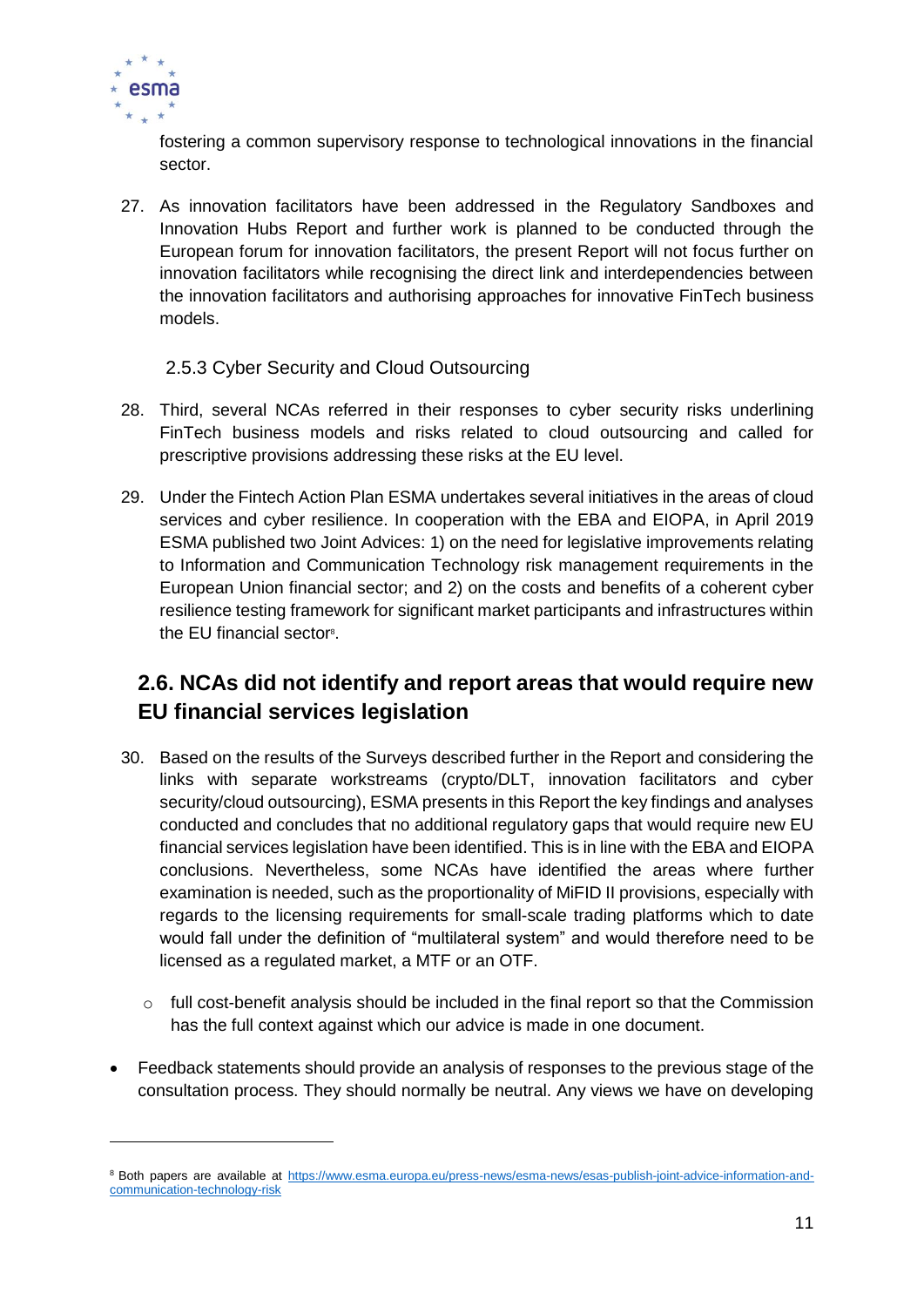fostering a common supervisory response to technological innovations in the financial sector.

27. As innovation facilitators have been addressed in the Regulatory Sandboxes and Innovation Hubs Report and further work is planned to be conducted through the European forum for innovation facilitators, the present Report will not focus further on innovation facilitators while recognising the direct link and interdependencies between the innovation facilitators and authorising approaches for innovative FinTech business models.

### 2.5.3 Cyber Security and Cloud Outsourcing

28. Third, several NCAs referred in their responses to cyber security risks underlining FinTech business models and risks related to cloud outsourcing and called for prescriptive provisions addressing these risks at the EU level.

29. Under the Fintech Action Plan ESMA undertakes several initiatives in the areas of cloud services and cyber resilience. In cooperation with the EBA and EIOPA, in April 2019 ESMA published two Joint Advices: 1) on the need for legislative improvements relating to Information and Communication Technology risk management requirements in the European Union financial sector; and 2) on the costs and benefits of a coherent cyber resilience testing framework for significant market participants and infrastructures within the EU financial sector[8].

## 2.6. NCAs did not identify and report areas that would require new EU financial services legislation

30. Based on the results of the Surveys described further in the Report and considering the links with separate workstreams (crypto/DLT, innovation facilitators and cyber security/cloud outsourcing), ESMA presents in this Report the key findings and analyses conducted and concludes that no additional regulatory gaps that would require new EU financial services legislation have been identified. This is in line with the EBA and EIOPA conclusions. Nevertheless, some NCAs have identified the areas where further examination is needed, such as the proportionality of MiFID II provisions, especially with regards to the licensing requirements for small-scale trading platforms which to date would fall under the definition of "multilateral system" and would therefore need to be licensed as a regulated market, a MTF or an OTF.

    - full cost-benefit analysis should be included in the final report so that the Commission has the full context against which our advice is made in one document.

- Feedback statements should provide an analysis of responses to the previous stage of the consultation process. They should normally be neutral. Any views we have on developing

[8] Both papers are available at https://www.esma.europa.eu/press-news/esma-news/esas-publish-joint-advice-information-and-communication-technology-risk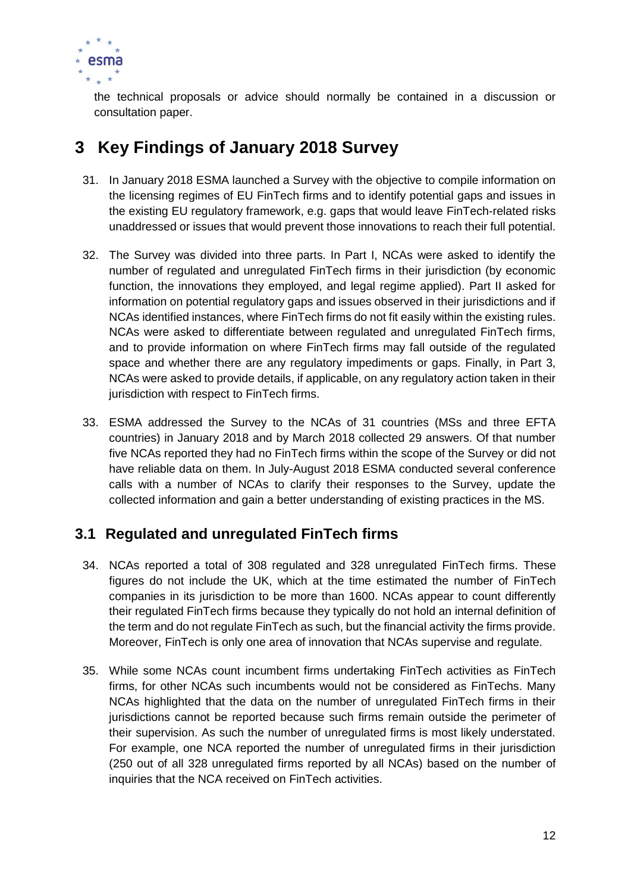the technical proposals or advice should normally be contained in a discussion or consultation paper.

# 3 Key Findings of January 2018 Survey

31. In January 2018 ESMA launched a Survey with the objective to compile information on the licensing regimes of EU FinTech firms and to identify potential gaps and issues in the existing EU regulatory framework, e.g. gaps that would leave FinTech-related risks unaddressed or issues that would prevent those innovations to reach their full potential.

32. The Survey was divided into three parts. In Part I, NCAs were asked to identify the number of regulated and unregulated FinTech firms in their jurisdiction (by economic function, the innovations they employed, and legal regime applied). Part II asked for information on potential regulatory gaps and issues observed in their jurisdictions and if NCAs identified instances, where FinTech firms do not fit easily within the existing rules. NCAs were asked to differentiate between regulated and unregulated FinTech firms, and to provide information on where FinTech firms may fall outside of the regulated space and whether there are any regulatory impediments or gaps. Finally, in Part 3, NCAs were asked to provide details, if applicable, on any regulatory action taken in their jurisdiction with respect to FinTech firms.

33. ESMA addressed the Survey to the NCAs of 31 countries (MSs and three EFTA countries) in January 2018 and by March 2018 collected 29 answers. Of that number five NCAs reported they had no FinTech firms within the scope of the Survey or did not have reliable data on them. In July-August 2018 ESMA conducted several conference calls with a number of NCAs to clarify their responses to the Survey, update the collected information and gain a better understanding of existing practices in the MS.

## 3.1 Regulated and unregulated FinTech firms

34. NCAs reported a total of 308 regulated and 328 unregulated FinTech firms. These figures do not include the UK, which at the time estimated the number of FinTech companies in its jurisdiction to be more than 1600. NCAs appear to count differently their regulated FinTech firms because they typically do not hold an internal definition of the term and do not regulate FinTech as such, but the financial activity the firms provide. Moreover, FinTech is only one area of innovation that NCAs supervise and regulate.

35. While some NCAs count incumbent firms undertaking FinTech activities as FinTech firms, for other NCAs such incumbents would not be considered as FinTechs. Many NCAs highlighted that the data on the number of unregulated FinTech firms in their jurisdictions cannot be reported because such firms remain outside the perimeter of their supervision. As such the number of unregulated firms is most likely understated. For example, one NCA reported the number of unregulated firms in their jurisdiction (250 out of all 328 unregulated firms reported by all NCAs) based on the number of inquiries that the NCA received on FinTech activities.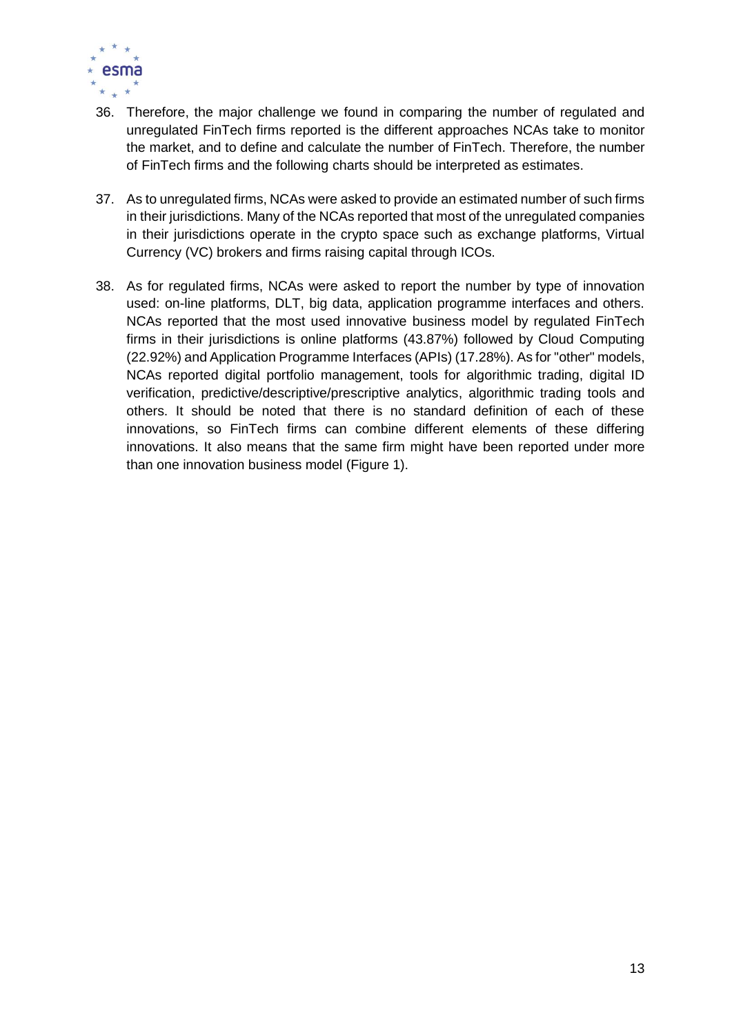36. Therefore, the major challenge we found in comparing the number of regulated and unregulated FinTech firms reported is the different approaches NCAs take to monitor the market, and to define and calculate the number of FinTech. Therefore, the number of FinTech firms and the following charts should be interpreted as estimates.

37. As to unregulated firms, NCAs were asked to provide an estimated number of such firms in their jurisdictions. Many of the NCAs reported that most of the unregulated companies in their jurisdictions operate in the crypto space such as exchange platforms, Virtual Currency (VC) brokers and firms raising capital through ICOs.

38. As for regulated firms, NCAs were asked to report the number by type of innovation used: on-line platforms, DLT, big data, application programme interfaces and others. NCAs reported that the most used innovative business model by regulated FinTech firms in their jurisdictions is online platforms (43.87%) followed by Cloud Computing (22.92%) and Application Programme Interfaces (APIs) (17.28%). As for "other" models, NCAs reported digital portfolio management, tools for algorithmic trading, digital ID verification, predictive/descriptive/prescriptive analytics, algorithmic trading tools and others. It should be noted that there is no standard definition of each of these innovations, so FinTech firms can combine different elements of these differing innovations. It also means that the same firm might have been reported under more than one innovation business model (Figure 1).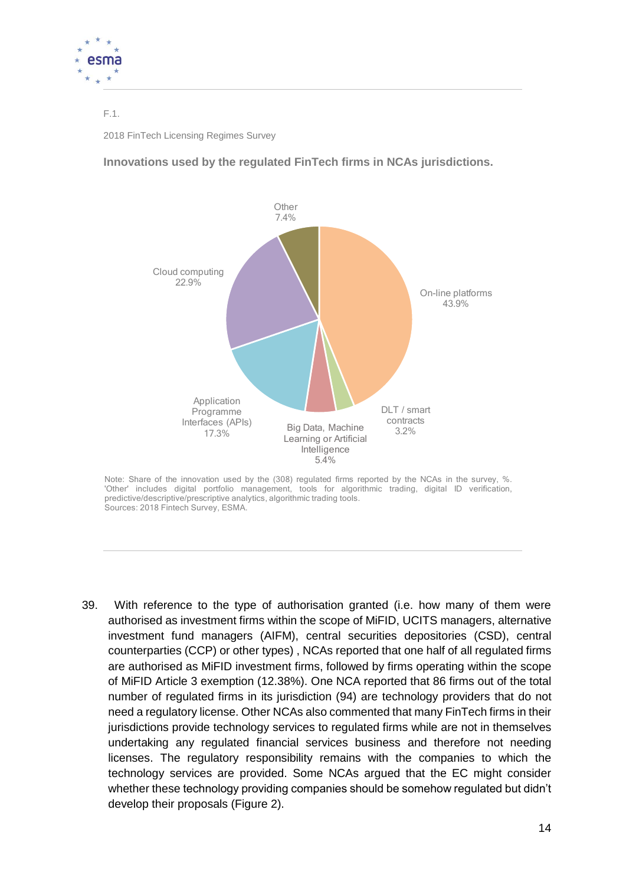F.1.

2018 FinTech Licensing Regimes Survey

**Innovations used by the regulated FinTech firms in NCAs jurisdictions.**

Other 7.4%

Cloud computing 22.9%

On-line platforms 43.9%

Application Programme Interfaces (APIs) 17.3%

Big Data, Machine Learning or Artificial Intelligence 5.4%

DLT / smart contracts 3.2%

Note: Share of the innovation used by the (308) regulated firms reported by the NCAs in the survey, %. 'Other' includes digital portfolio management, tools for algorithmic trading, digital ID verification, predictive/descriptive/prescriptive analytics, algorithmic trading tools.
Sources: 2018 Fintech Survey, ESMA.

39. With reference to the type of authorisation granted (i.e. how many of them were authorised as investment firms within the scope of MiFID, UCITS managers, alternative investment fund managers (AIFM), central securities depositories (CSD), central counterparties (CCP) or other types) , NCAs reported that one half of all regulated firms are authorised as MiFID investment firms, followed by firms operating within the scope of MiFID Article 3 exemption (12.38%). One NCA reported that 86 firms out of the total number of regulated firms in its jurisdiction (94) are technology providers that do not need a regulatory license. Other NCAs also commented that many FinTech firms in their jurisdictions provide technology services to regulated firms while are not in themselves undertaking any regulated financial services business and therefore not needing licenses. The regulatory responsibility remains with the companies to which the technology services are provided. Some NCAs argued that the EC might consider whether these technology providing companies should be somehow regulated but didn't develop their proposals (Figure 2).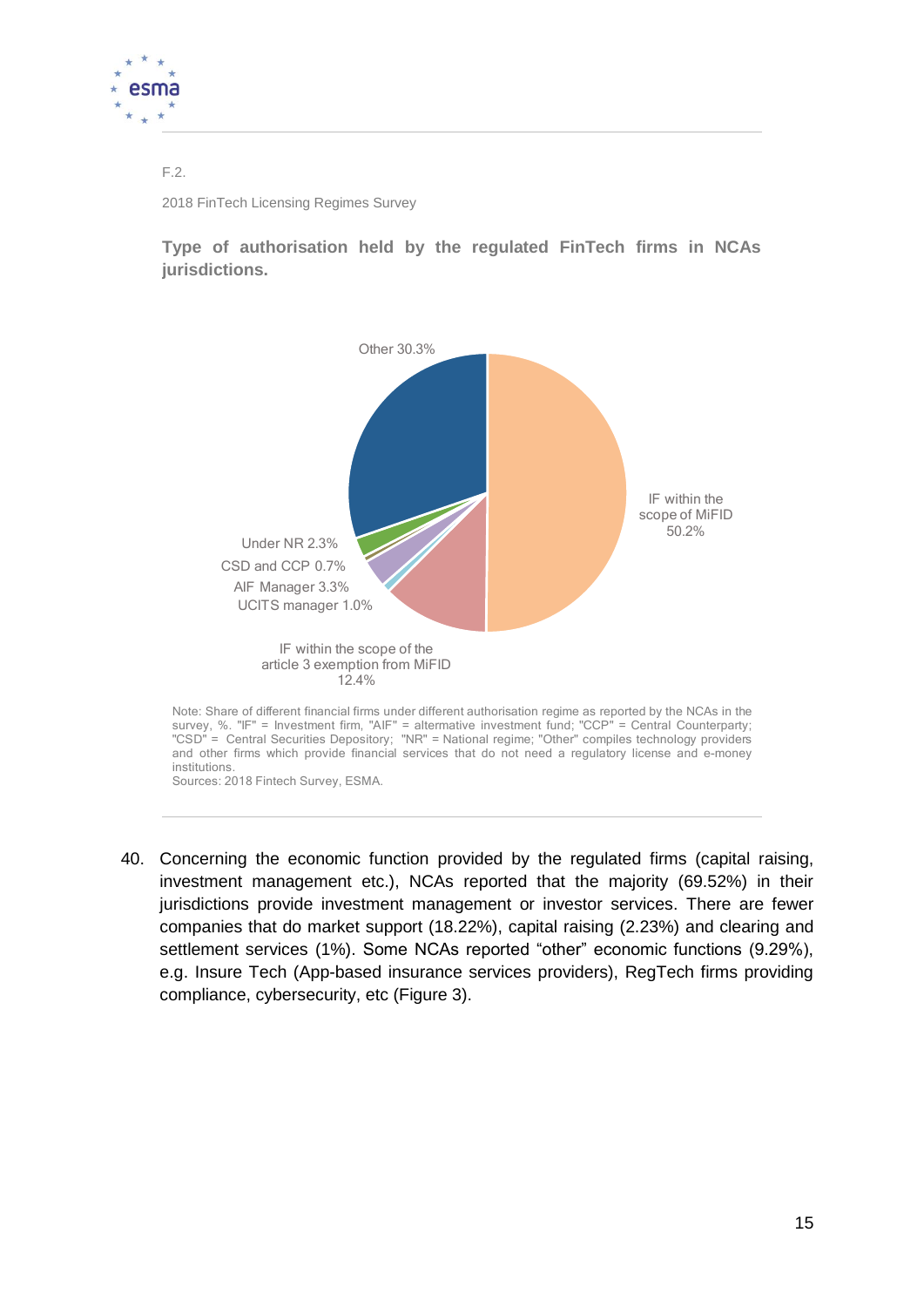F.2.

2018 FinTech Licensing Regimes Survey

**Type of authorisation held by the regulated FinTech firms in NCAs jurisdictions.**

Other 30.3%

IF within the scope of MiFID 50.2%

Under NR 2.3%

CSD and CCP 0.7%

AIF Manager 3.3%

UCITS manager 1.0%

IF within the scope of the article 3 exemption from MiFID 12.4%

Note: Share of different financial firms under different authorisation regime as reported by the NCAs in the survey, %. "IF" = Investment firm, "AIF" = altermative investment fund; "CCP" = Central Counterparty; "CSD" = Central Securities Depository; "NR" = National regime; "Other" compiles technology providers and other firms which provide financial services that do not need a regulatory license and e-money institutions.
Sources: 2018 Fintech Survey, ESMA.

40. Concerning the economic function provided by the regulated firms (capital raising, investment management etc.), NCAs reported that the majority (69.52%) in their jurisdictions provide investment management or investor services. There are fewer companies that do market support (18.22%), capital raising (2.23%) and clearing and settlement services (1%). Some NCAs reported "other" economic functions (9.29%), e.g. Insure Tech (App-based insurance services providers), RegTech firms providing compliance, cybersecurity, etc (Figure 3).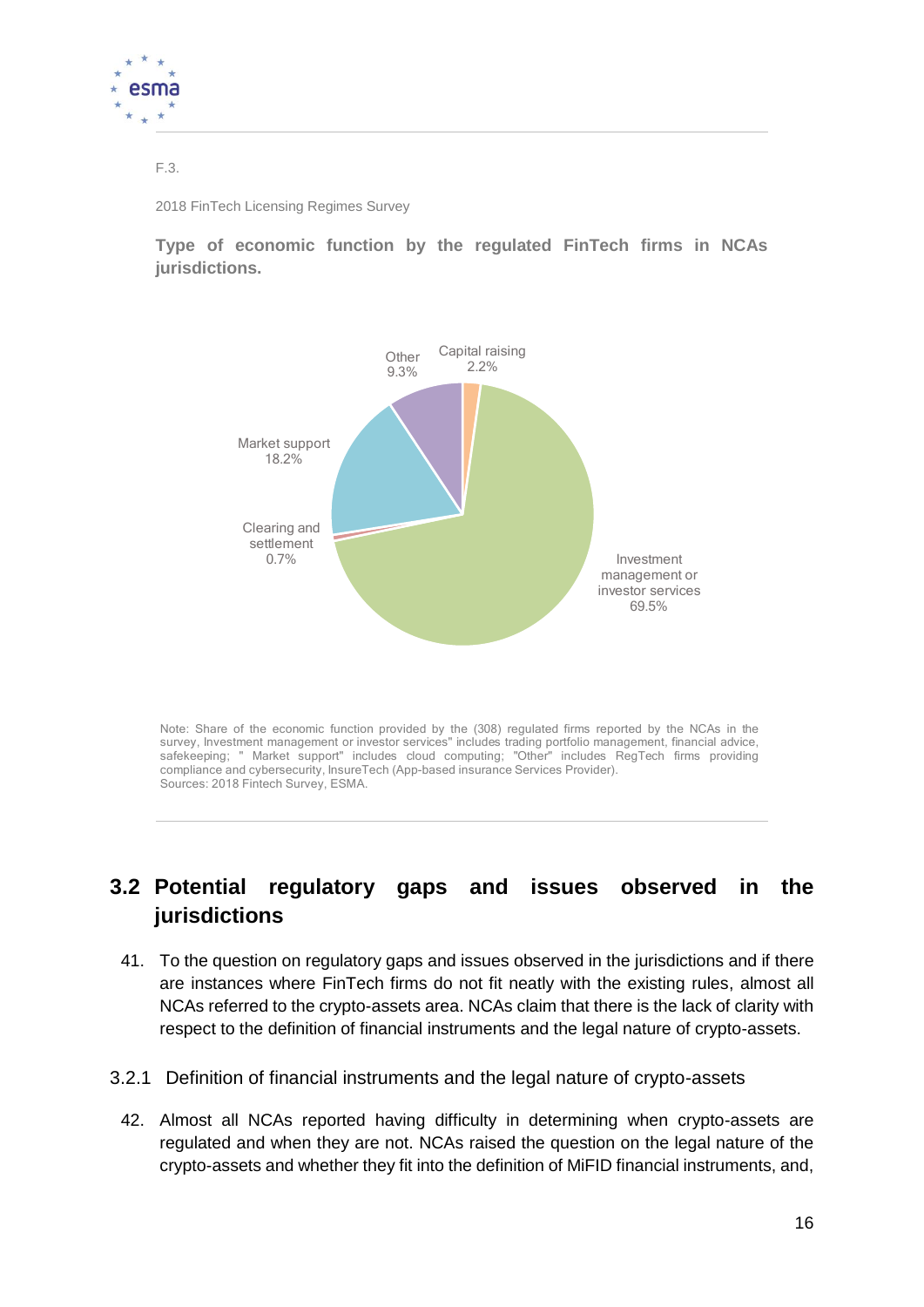F.3.

2018 FinTech Licensing Regimes Survey

**Type of economic function by the regulated FinTech firms in NCAs jurisdictions.**

Other 9.3%

Capital raising 2.2%

Market support 18.2%

Clearing and settlement 0.7%

Investment management or investor services 69.5%

Note: Share of the economic function provided by the (308) regulated firms reported by the NCAs in the survey, Investment management or investor services" includes trading portfolio management, financial advice, safekeeping; " Market support" includes cloud computing; "Other" includes RegTech firms providing compliance and cybersecurity, InsureTech (App-based insurance Services Provider).
Sources: 2018 Fintech Survey, ESMA.

## 3.2 Potential regulatory gaps and issues observed in the jurisdictions

41. To the question on regulatory gaps and issues observed in the jurisdictions and if there are instances where FinTech firms do not fit neatly with the existing rules, almost all NCAs referred to the crypto-assets area. NCAs claim that there is the lack of clarity with respect to the definition of financial instruments and the legal nature of crypto-assets.

### 3.2.1 Definition of financial instruments and the legal nature of crypto-assets

42. Almost all NCAs reported having difficulty in determining when crypto-assets are regulated and when they are not. NCAs raised the question on the legal nature of the crypto-assets and whether they fit into the definition of MiFID financial instruments, and,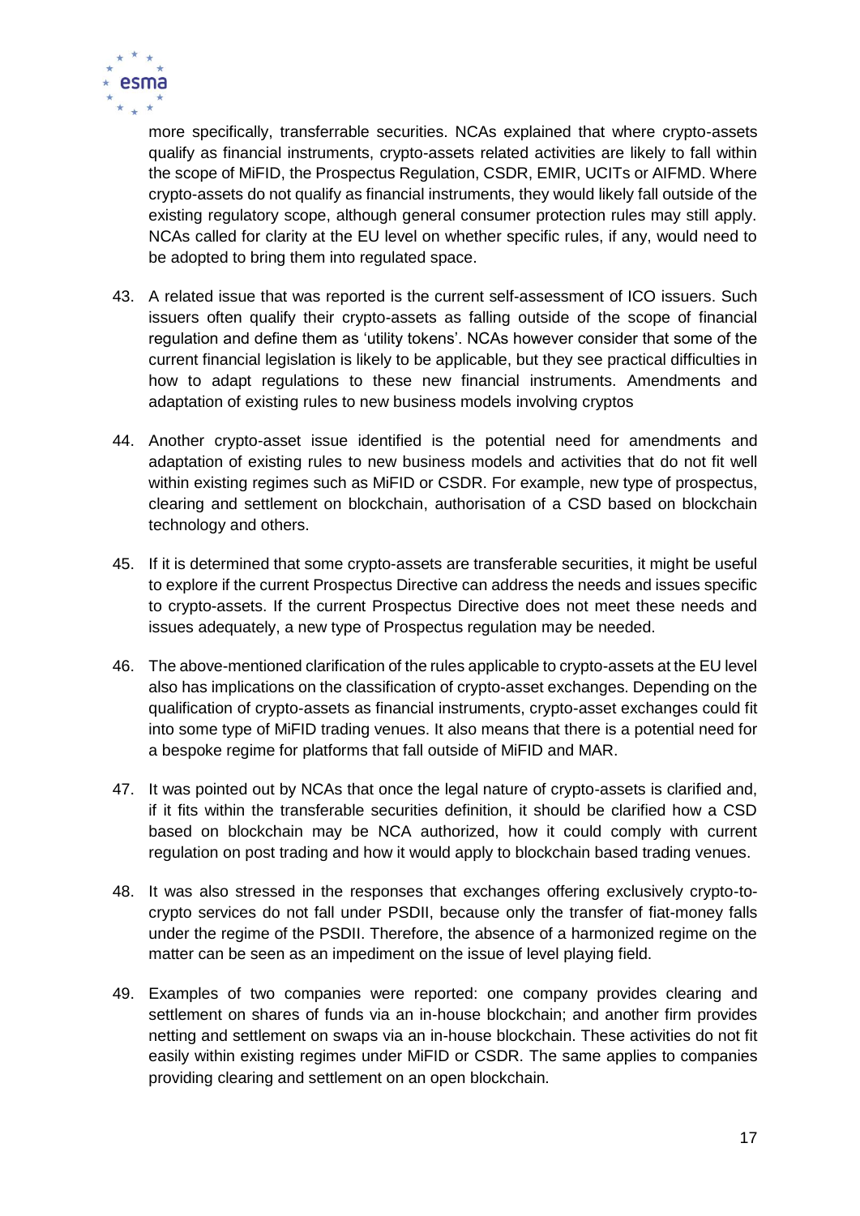more specifically, transferrable securities. NCAs explained that where crypto-assets qualify as financial instruments, crypto-assets related activities are likely to fall within the scope of MiFID, the Prospectus Regulation, CSDR, EMIR, UCITs or AIFMD. Where crypto-assets do not qualify as financial instruments, they would likely fall outside of the existing regulatory scope, although general consumer protection rules may still apply. NCAs called for clarity at the EU level on whether specific rules, if any, would need to be adopted to bring them into regulated space.

43. A related issue that was reported is the current self-assessment of ICO issuers. Such issuers often qualify their crypto-assets as falling outside of the scope of financial regulation and define them as 'utility tokens'. NCAs however consider that some of the current financial legislation is likely to be applicable, but they see practical difficulties in how to adapt regulations to these new financial instruments. Amendments and adaptation of existing rules to new business models involving cryptos

44. Another crypto-asset issue identified is the potential need for amendments and adaptation of existing rules to new business models and activities that do not fit well within existing regimes such as MiFID or CSDR. For example, new type of prospectus, clearing and settlement on blockchain, authorisation of a CSD based on blockchain technology and others.

45. If it is determined that some crypto-assets are transferable securities, it might be useful to explore if the current Prospectus Directive can address the needs and issues specific to crypto-assets. If the current Prospectus Directive does not meet these needs and issues adequately, a new type of Prospectus regulation may be needed.

46. The above-mentioned clarification of the rules applicable to crypto-assets at the EU level also has implications on the classification of crypto-asset exchanges. Depending on the qualification of crypto-assets as financial instruments, crypto-asset exchanges could fit into some type of MiFID trading venues. It also means that there is a potential need for a bespoke regime for platforms that fall outside of MiFID and MAR.

47. It was pointed out by NCAs that once the legal nature of crypto-assets is clarified and, if it fits within the transferable securities definition, it should be clarified how a CSD based on blockchain may be NCA authorized, how it could comply with current regulation on post trading and how it would apply to blockchain based trading venues.

48. It was also stressed in the responses that exchanges offering exclusively crypto-to-crypto services do not fall under PSDII, because only the transfer of fiat-money falls under the regime of the PSDII. Therefore, the absence of a harmonized regime on the matter can be seen as an impediment on the issue of level playing field.

49. Examples of two companies were reported: one company provides clearing and settlement on shares of funds via an in-house blockchain; and another firm provides netting and settlement on swaps via an in-house blockchain. These activities do not fit easily within existing regimes under MiFID or CSDR. The same applies to companies providing clearing and settlement on an open blockchain.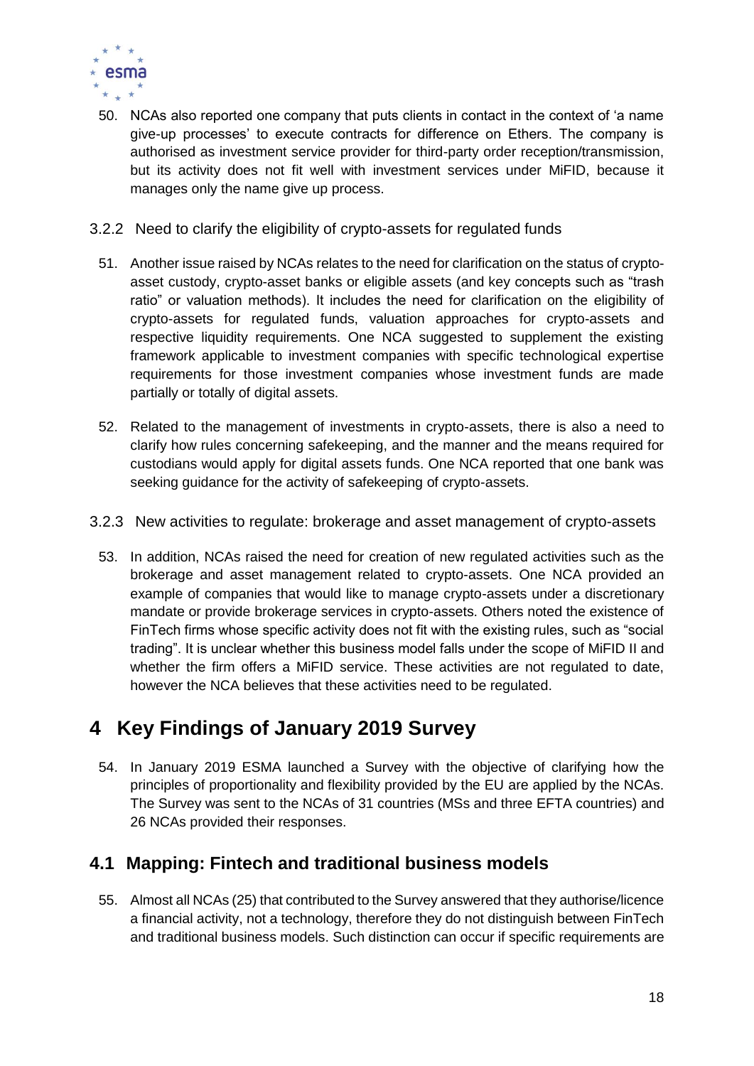50. NCAs also reported one company that puts clients in contact in the context of 'a name give-up processes' to execute contracts for difference on Ethers. The company is authorised as investment service provider for third-party order reception/transmission, but its activity does not fit well with investment services under MiFID, because it manages only the name give up process.

### 3.2.2 Need to clarify the eligibility of crypto-assets for regulated funds

51. Another issue raised by NCAs relates to the need for clarification on the status of crypto-asset custody, crypto-asset banks or eligible assets (and key concepts such as "trash ratio" or valuation methods). It includes the need for clarification on the eligibility of crypto-assets for regulated funds, valuation approaches for crypto-assets and respective liquidity requirements. One NCA suggested to supplement the existing framework applicable to investment companies with specific technological expertise requirements for those investment companies whose investment funds are made partially or totally of digital assets.

52. Related to the management of investments in crypto-assets, there is also a need to clarify how rules concerning safekeeping, and the manner and the means required for custodians would apply for digital assets funds. One NCA reported that one bank was seeking guidance for the activity of safekeeping of crypto-assets.

### 3.2.3 New activities to regulate: brokerage and asset management of crypto-assets

53. In addition, NCAs raised the need for creation of new regulated activities such as the brokerage and asset management related to crypto-assets. One NCA provided an example of companies that would like to manage crypto-assets under a discretionary mandate or provide brokerage services in crypto-assets. Others noted the existence of FinTech firms whose specific activity does not fit with the existing rules, such as "social trading". It is unclear whether this business model falls under the scope of MiFID II and whether the firm offers a MiFID service. These activities are not regulated to date, however the NCA believes that these activities need to be regulated.

# 4 Key Findings of January 2019 Survey

54. In January 2019 ESMA launched a Survey with the objective of clarifying how the principles of proportionality and flexibility provided by the EU are applied by the NCAs. The Survey was sent to the NCAs of 31 countries (MSs and three EFTA countries) and 26 NCAs provided their responses.

## 4.1 Mapping: Fintech and traditional business models

55. Almost all NCAs (25) that contributed to the Survey answered that they authorise/licence a financial activity, not a technology, therefore they do not distinguish between FinTech and traditional business models. Such distinction can occur if specific requirements are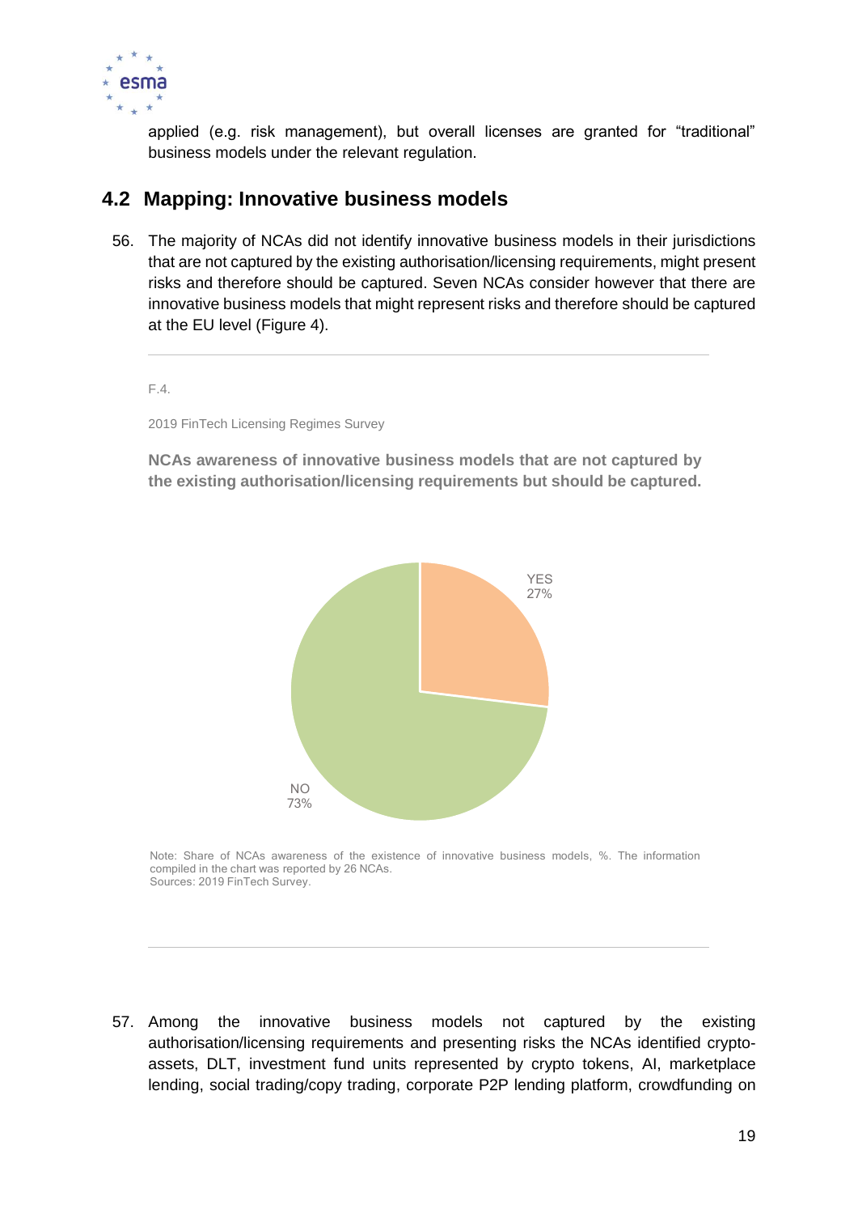applied (e.g. risk management), but overall licenses are granted for “traditional” business models under the relevant regulation.

## 4.2 Mapping: Innovative business models

56. The majority of NCAs did not identify innovative business models in their jurisdictions that are not captured by the existing authorisation/licensing requirements, might present risks and therefore should be captured. Seven NCAs consider however that there are innovative business models that might represent risks and therefore should be captured at the EU level (Figure 4).

F.4.

2019 FinTech Licensing Regimes Survey

**NCAs awareness of innovative business models that are not captured by the existing authorisation/licensing requirements but should be captured.**

YES 27%

NO 73%

Note: Share of NCAs awareness of the existence of innovative business models, %. The information compiled in the chart was reported by 26 NCAs.
Sources: 2019 FinTech Survey.

57. Among the innovative business models not captured by the existing authorisation/licensing requirements and presenting risks the NCAs identified crypto-assets, DLT, investment fund units represented by crypto tokens, AI, marketplace lending, social trading/copy trading, corporate P2P lending platform, crowdfunding on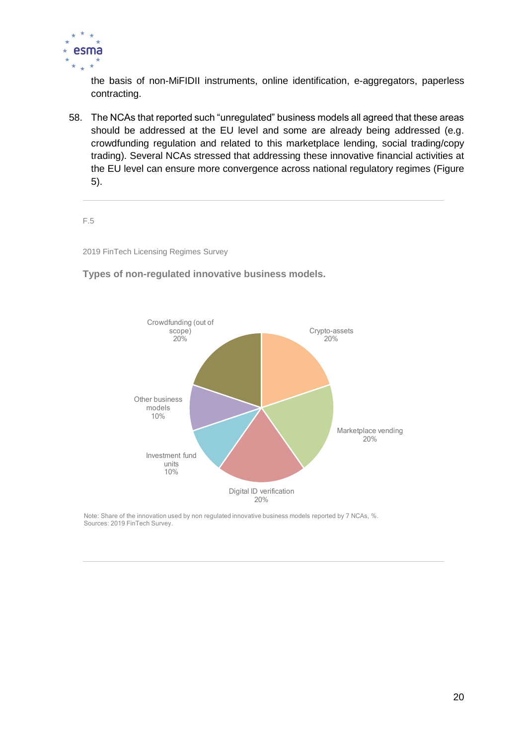the basis of non-MiFIDII instruments, online identification, e-aggregators, paperless contracting.

58. The NCAs that reported such "unregulated" business models all agreed that these areas should be addressed at the EU level and some are already being addressed (e.g. crowdfunding regulation and related to this marketplace lending, social trading/copy trading). Several NCAs stressed that addressing these innovative financial activities at the EU level can ensure more convergence across national regulatory regimes (Figure 5).

F.5

2019 FinTech Licensing Regimes Survey

**Types of non-regulated innovative business models.**

| Business model | Share |
|---|---|
| Crypto-assets | 20% |
| Marketplace vending | 20% |
| Digital ID verification | 20% |
| Investment fund units | 10% |
| Other business models | 10% |
| Crowdfunding (out of scope) | 20% |

Note: Share of the innovation used by non regulated innovative business models reported by 7 NCAs, %.
Sources: 2019 FinTech Survey.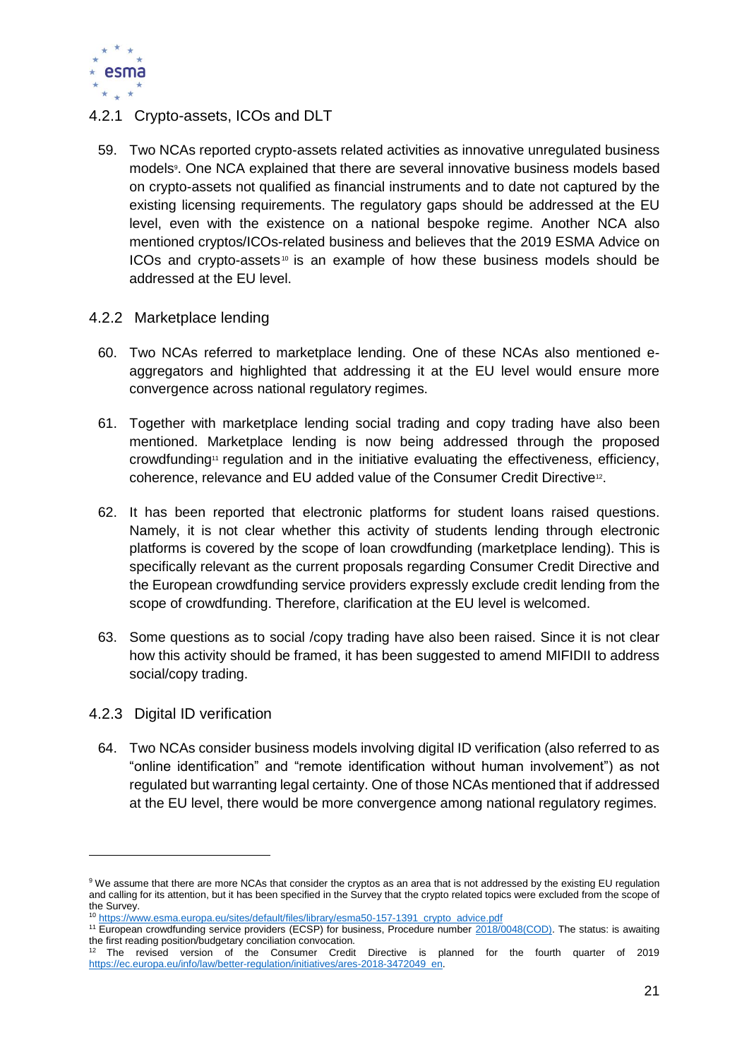### 4.2.1 Crypto-assets, ICOs and DLT

59. Two NCAs reported crypto-assets related activities as innovative unregulated business models[9]. One NCA explained that there are several innovative business models based on crypto-assets not qualified as financial instruments and to date not captured by the existing licensing requirements. The regulatory gaps should be addressed at the EU level, even with the existence on a national bespoke regime. Another NCA also mentioned cryptos/ICOs-related business and believes that the 2019 ESMA Advice on ICOs and crypto-assets[10] is an example of how these business models should be addressed at the EU level.

### 4.2.2 Marketplace lending

60. Two NCAs referred to marketplace lending. One of these NCAs also mentioned e-aggregators and highlighted that addressing it at the EU level would ensure more convergence across national regulatory regimes.

61. Together with marketplace lending social trading and copy trading have also been mentioned. Marketplace lending is now being addressed through the proposed crowdfunding[11] regulation and in the initiative evaluating the effectiveness, efficiency, coherence, relevance and EU added value of the Consumer Credit Directive[12].

62. It has been reported that electronic platforms for student loans raised questions. Namely, it is not clear whether this activity of students lending through electronic platforms is covered by the scope of loan crowdfunding (marketplace lending). This is specifically relevant as the current proposals regarding Consumer Credit Directive and the European crowdfunding service providers expressly exclude credit lending from the scope of crowdfunding. Therefore, clarification at the EU level is welcomed.

63. Some questions as to social /copy trading have also been raised. Since it is not clear how this activity should be framed, it has been suggested to amend MIFIDII to address social/copy trading.

### 4.2.3 Digital ID verification

64. Two NCAs consider business models involving digital ID verification (also referred to as "online identification" and "remote identification without human involvement") as not regulated but warranting legal certainty. One of those NCAs mentioned that if addressed at the EU level, there would be more convergence among national regulatory regimes.

---

[9] We assume that there are more NCAs that consider the cryptos as an area that is not addressed by the existing EU regulation and calling for its attention, but it has been specified in the Survey that the crypto related topics were excluded from the scope of the Survey.

[10] https://www.esma.europa.eu/sites/default/files/library/esma50-157-1391_crypto_advice.pdf

[11] European crowdfunding service providers (ECSP) for business, Procedure number 2018/0048(COD). The status: is awaiting the first reading position/budgetary conciliation convocation.

[12] The revised version of the Consumer Credit Directive is planned for the fourth quarter of 2019 https://ec.europa.eu/info/law/better-regulation/initiatives/ares-2018-3472049_en.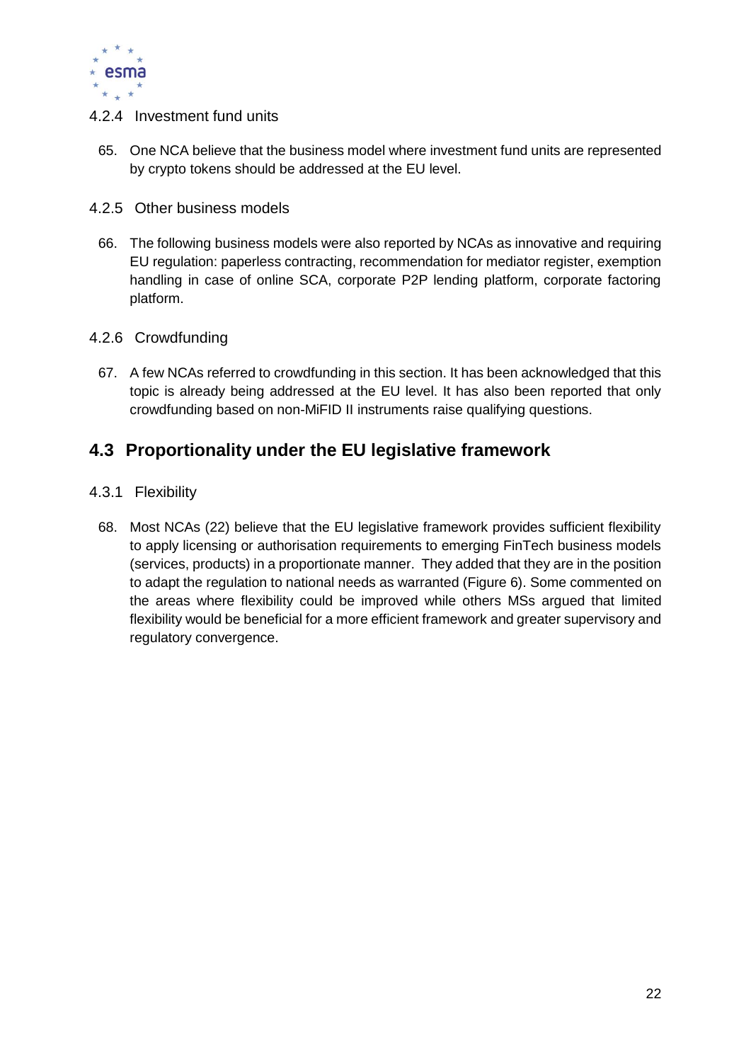### 4.2.4 Investment fund units

65. One NCA believe that the business model where investment fund units are represented by crypto tokens should be addressed at the EU level.

### 4.2.5 Other business models

66. The following business models were also reported by NCAs as innovative and requiring EU regulation: paperless contracting, recommendation for mediator register, exemption handling in case of online SCA, corporate P2P lending platform, corporate factoring platform.

### 4.2.6 Crowdfunding

67. A few NCAs referred to crowdfunding in this section. It has been acknowledged that this topic is already being addressed at the EU level. It has also been reported that only crowdfunding based on non-MiFID II instruments raise qualifying questions.

## 4.3 Proportionality under the EU legislative framework

### 4.3.1 Flexibility

68. Most NCAs (22) believe that the EU legislative framework provides sufficient flexibility to apply licensing or authorisation requirements to emerging FinTech business models (services, products) in a proportionate manner. They added that they are in the position to adapt the regulation to national needs as warranted (Figure 6). Some commented on the areas where flexibility could be improved while others MSs argued that limited flexibility would be beneficial for a more efficient framework and greater supervisory and regulatory convergence.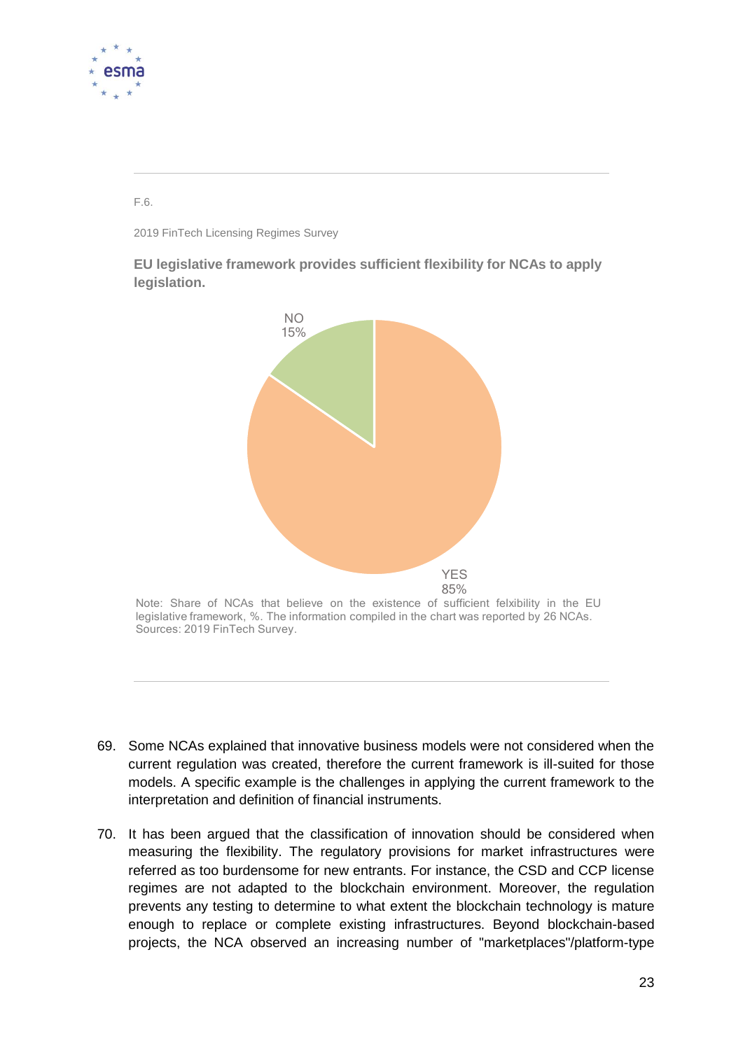F.6.

2019 FinTech Licensing Regimes Survey

**EU legislative framework provides sufficient flexibility for NCAs to apply legislation.**

NO
15%

YES
85%

Note: Share of NCAs that believe on the existence of sufficient felxibility in the EU legislative framework, %. The information compiled in the chart was reported by 26 NCAs.
Sources: 2019 FinTech Survey.

69. Some NCAs explained that innovative business models were not considered when the current regulation was created, therefore the current framework is ill-suited for those models. A specific example is the challenges in applying the current framework to the interpretation and definition of financial instruments.

70. It has been argued that the classification of innovation should be considered when measuring the flexibility. The regulatory provisions for market infrastructures were referred as too burdensome for new entrants. For instance, the CSD and CCP license regimes are not adapted to the blockchain environment. Moreover, the regulation prevents any testing to determine to what extent the blockchain technology is mature enough to replace or complete existing infrastructures. Beyond blockchain-based projects, the NCA observed an increasing number of "marketplaces"/platform-type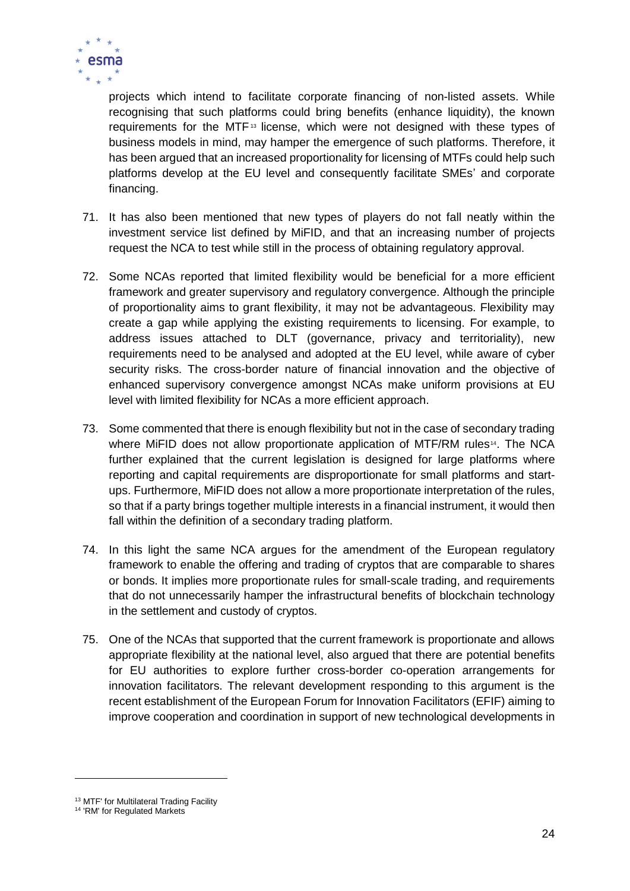projects which intend to facilitate corporate financing of non-listed assets. While recognising that such platforms could bring benefits (enhance liquidity), the known requirements for the MTF[13] license, which were not designed with these types of business models in mind, may hamper the emergence of such platforms. Therefore, it has been argued that an increased proportionality for licensing of MTFs could help such platforms develop at the EU level and consequently facilitate SMEs' and corporate financing.

71. It has also been mentioned that new types of players do not fall neatly within the investment service list defined by MiFID, and that an increasing number of projects request the NCA to test while still in the process of obtaining regulatory approval.

72. Some NCAs reported that limited flexibility would be beneficial for a more efficient framework and greater supervisory and regulatory convergence. Although the principle of proportionality aims to grant flexibility, it may not be advantageous. Flexibility may create a gap while applying the existing requirements to licensing. For example, to address issues attached to DLT (governance, privacy and territoriality), new requirements need to be analysed and adopted at the EU level, while aware of cyber security risks. The cross-border nature of financial innovation and the objective of enhanced supervisory convergence amongst NCAs make uniform provisions at EU level with limited flexibility for NCAs a more efficient approach.

73. Some commented that there is enough flexibility but not in the case of secondary trading where MiFID does not allow proportionate application of MTF/RM rules[14]. The NCA further explained that the current legislation is designed for large platforms where reporting and capital requirements are disproportionate for small platforms and start-ups. Furthermore, MiFID does not allow a more proportionate interpretation of the rules, so that if a party brings together multiple interests in a financial instrument, it would then fall within the definition of a secondary trading platform.

74. In this light the same NCA argues for the amendment of the European regulatory framework to enable the offering and trading of cryptos that are comparable to shares or bonds. It implies more proportionate rules for small-scale trading, and requirements that do not unnecessarily hamper the infrastructural benefits of blockchain technology in the settlement and custody of cryptos.

75. One of the NCAs that supported that the current framework is proportionate and allows appropriate flexibility at the national level, also argued that there are potential benefits for EU authorities to explore further cross-border co-operation arrangements for innovation facilitators. The relevant development responding to this argument is the recent establishment of the European Forum for Innovation Facilitators (EFIF) aiming to improve cooperation and coordination in support of new technological developments in

[13] MTF' for Multilateral Trading Facility

[14] 'RM' for Regulated Markets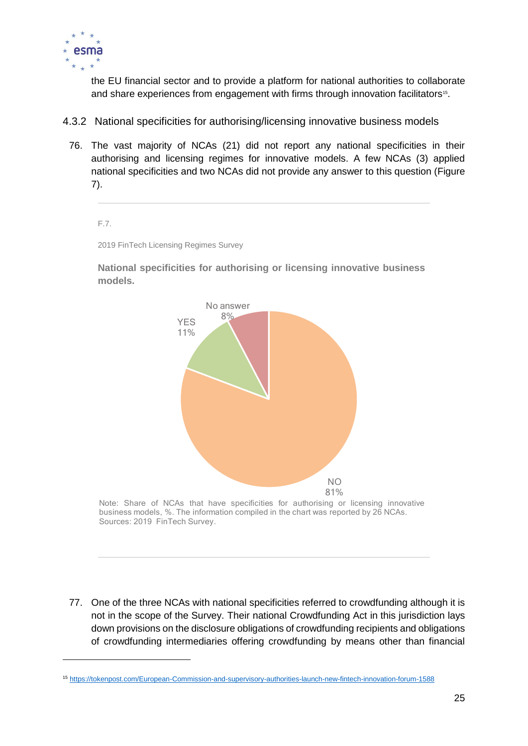the EU financial sector and to provide a platform for national authorities to collaborate and share experiences from engagement with firms through innovation facilitators[15].

### 4.3.2 National specificities for authorising/licensing innovative business models

76. The vast majority of NCAs (21) did not report any national specificities in their authorising and licensing regimes for innovative models. A few NCAs (3) applied national specificities and two NCAs did not provide any answer to this question (Figure 7).

F.7.

2019 FinTech Licensing Regimes Survey

**National specificities for authorising or licensing innovative business models.**

No answer 8%

YES 11%

NO 81%

Note: Share of NCAs that have specificities for authorising or licensing innovative business models, %. The information compiled in the chart was reported by 26 NCAs.
Sources: 2019 FinTech Survey.

77. One of the three NCAs with national specificities referred to crowdfunding although it is not in the scope of the Survey. Their national Crowdfunding Act in this jurisdiction lays down provisions on the disclosure obligations of crowdfunding recipients and obligations of crowdfunding intermediaries offering crowdfunding by means other than financial

[15] https://tokenpost.com/European-Commission-and-supervisory-authorities-launch-new-fintech-innovation-forum-1588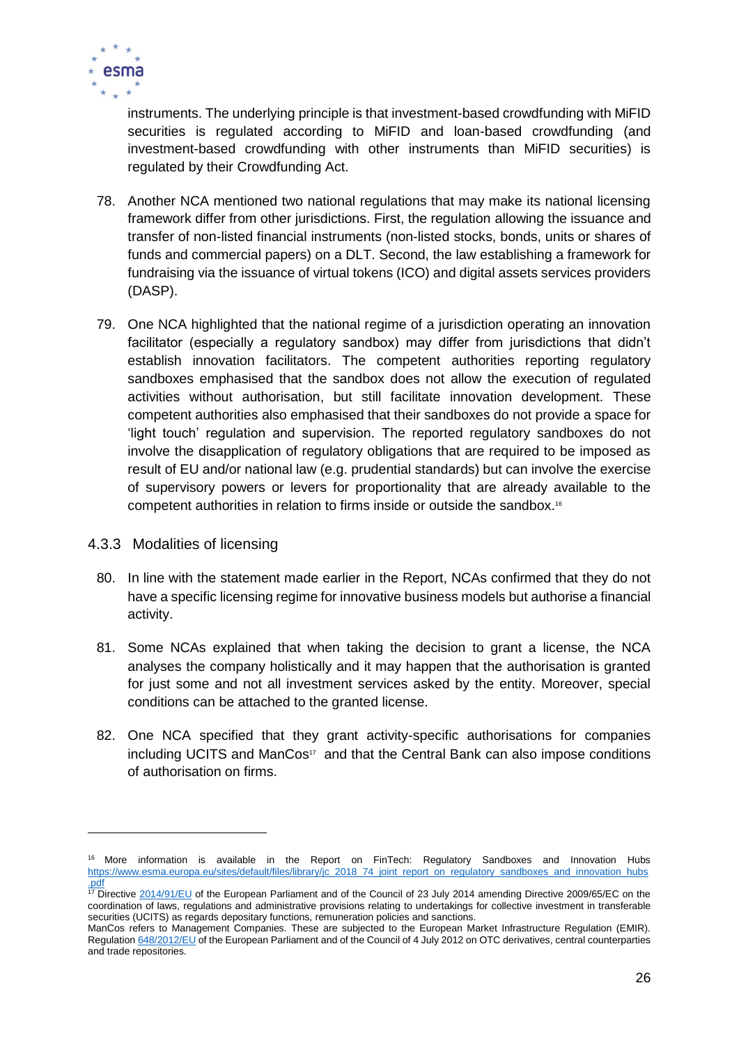instruments. The underlying principle is that investment-based crowdfunding with MiFID securities is regulated according to MiFID and loan-based crowdfunding (and investment-based crowdfunding with other instruments than MiFID securities) is regulated by their Crowdfunding Act.

78. Another NCA mentioned two national regulations that may make its national licensing framework differ from other jurisdictions. First, the regulation allowing the issuance and transfer of non-listed financial instruments (non-listed stocks, bonds, units or shares of funds and commercial papers) on a DLT. Second, the law establishing a framework for fundraising via the issuance of virtual tokens (ICO) and digital assets services providers (DASP).

79. One NCA highlighted that the national regime of a jurisdiction operating an innovation facilitator (especially a regulatory sandbox) may differ from jurisdictions that didn't establish innovation facilitators. The competent authorities reporting regulatory sandboxes emphasised that the sandbox does not allow the execution of regulated activities without authorisation, but still facilitate innovation development. These competent authorities also emphasised that their sandboxes do not provide a space for 'light touch' regulation and supervision. The reported regulatory sandboxes do not involve the disapplication of regulatory obligations that are required to be imposed as result of EU and/or national law (e.g. prudential standards) but can involve the exercise of supervisory powers or levers for proportionality that are already available to the competent authorities in relation to firms inside or outside the sandbox.[16]

### 4.3.3 Modalities of licensing

80. In line with the statement made earlier in the Report, NCAs confirmed that they do not have a specific licensing regime for innovative business models but authorise a financial activity.

81. Some NCAs explained that when taking the decision to grant a license, the NCA analyses the company holistically and it may happen that the authorisation is granted for just some and not all investment services asked by the entity. Moreover, special conditions can be attached to the granted license.

82. One NCA specified that they grant activity-specific authorisations for companies including UCITS and ManCos[17] and that the Central Bank can also impose conditions of authorisation on firms.

---

[16] More information is available in the Report on FinTech: Regulatory Sandboxes and Innovation Hubs https://www.esma.europa.eu/sites/default/files/library/jc_2018_74_joint_report_on_regulatory_sandboxes_and_innovation_hubs.pdf

[17] Directive 2014/91/EU of the European Parliament and of the Council of 23 July 2014 amending Directive 2009/65/EC on the coordination of laws, regulations and administrative provisions relating to undertakings for collective investment in transferable securities (UCITS) as regards depositary functions, remuneration policies and sanctions.
ManCos refers to Management Companies. These are subjected to the European Market Infrastructure Regulation (EMIR). Regulation 648/2012/EU of the European Parliament and of the Council of 4 July 2012 on OTC derivatives, central counterparties and trade repositories.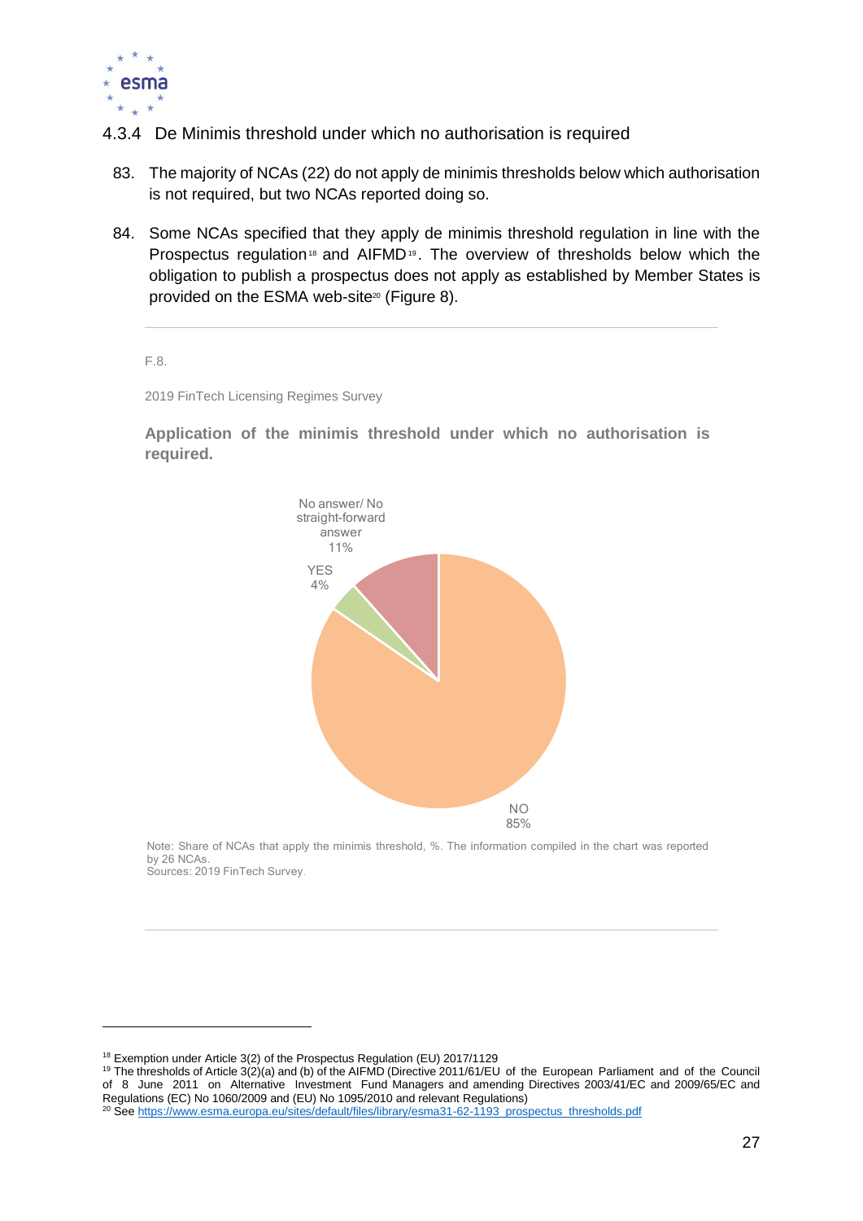### 4.3.4 De Minimis threshold under which no authorisation is required

83. The majority of NCAs (22) do not apply de minimis thresholds below which authorisation is not required, but two NCAs reported doing so.

84. Some NCAs specified that they apply de minimis threshold regulation in line with the Prospectus regulation[18] and AIFMD[19]. The overview of thresholds below which the obligation to publish a prospectus does not apply as established by Member States is provided on the ESMA web-site[20] (Figure 8).

F.8.

2019 FinTech Licensing Regimes Survey

**Application of the minimis threshold under which no authorisation is required.**

No answer/ No straight-forward answer 11%

YES 4%

NO 85%

Note: Share of NCAs that apply the minimis threshold, %. The information compiled in the chart was reported by 26 NCAs.
Sources: 2019 FinTech Survey.

---

[18] Exemption under Article 3(2) of the Prospectus Regulation (EU) 2017/1129

[19] The thresholds of Article 3(2)(a) and (b) of the AIFMD (Directive 2011/61/EU of the European Parliament and of the Council of 8 June 2011 on Alternative Investment Fund Managers and amending Directives 2003/41/EC and 2009/65/EC and Regulations (EC) No 1060/2009 and (EU) No 1095/2010 and relevant Regulations)

[20] See https://www.esma.europa.eu/sites/default/files/library/esma31-62-1193_prospectus_thresholds.pdf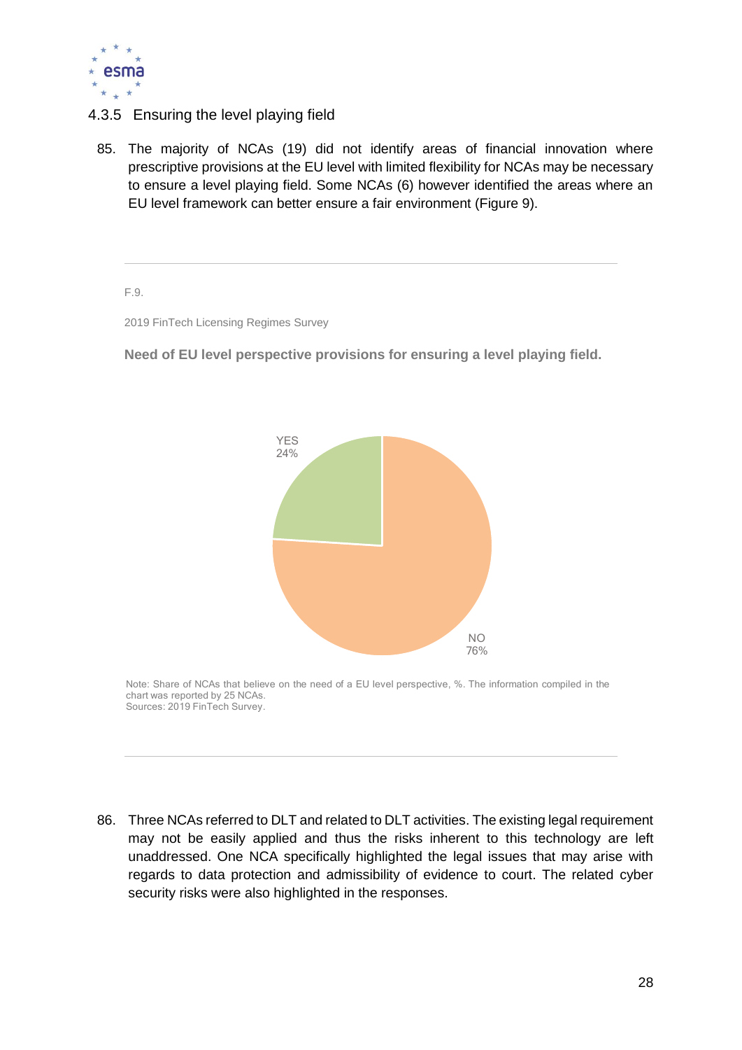#### 4.3.5 Ensuring the level playing field

85. The majority of NCAs (19) did not identify areas of financial innovation where prescriptive provisions at the EU level with limited flexibility for NCAs may be necessary to ensure a level playing field. Some NCAs (6) however identified the areas where an EU level framework can better ensure a fair environment (Figure 9).

F.9.

2019 FinTech Licensing Regimes Survey

**Need of EU level perspective provisions for ensuring a level playing field.**

YES 24%

NO 76%

Note: Share of NCAs that believe on the need of a EU level perspective, %. The information compiled in the chart was reported by 25 NCAs.
Sources: 2019 FinTech Survey.

86. Three NCAs referred to DLT and related to DLT activities. The existing legal requirement may not be easily applied and thus the risks inherent to this technology are left unaddressed. One NCA specifically highlighted the legal issues that may arise with regards to data protection and admissibility of evidence to court. The related cyber security risks were also highlighted in the responses.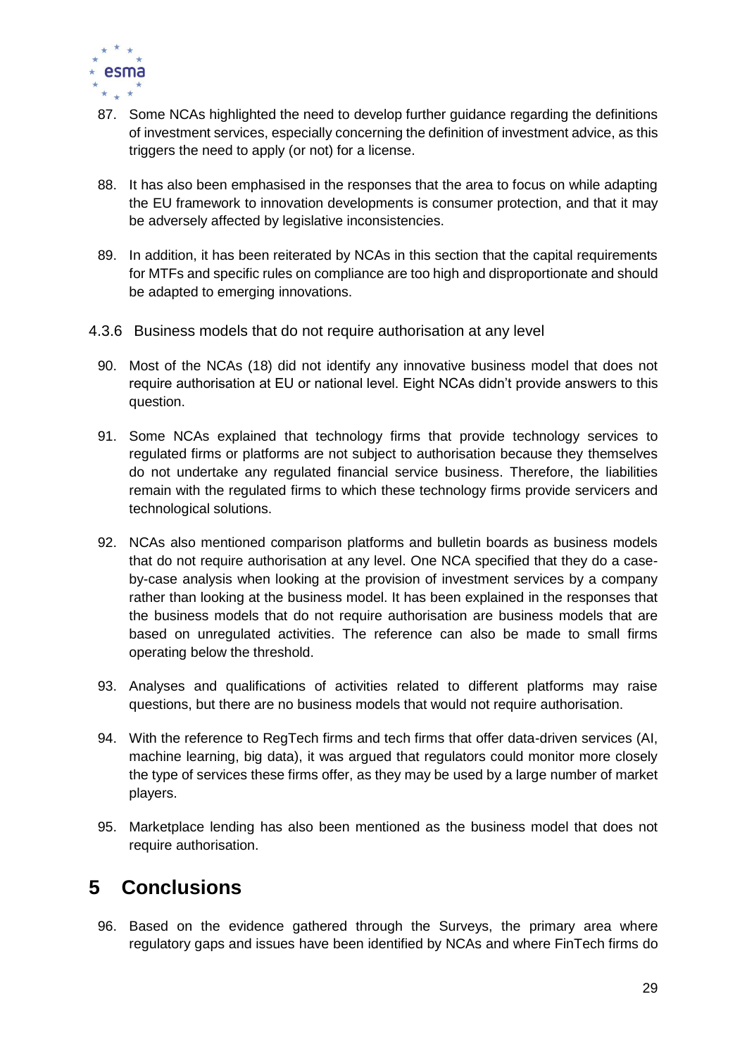87. Some NCAs highlighted the need to develop further guidance regarding the definitions of investment services, especially concerning the definition of investment advice, as this triggers the need to apply (or not) for a license.

88. It has also been emphasised in the responses that the area to focus on while adapting the EU framework to innovation developments is consumer protection, and that it may be adversely affected by legislative inconsistencies.

89. In addition, it has been reiterated by NCAs in this section that the capital requirements for MTFs and specific rules on compliance are too high and disproportionate and should be adapted to emerging innovations.

### 4.3.6 Business models that do not require authorisation at any level

90. Most of the NCAs (18) did not identify any innovative business model that does not require authorisation at EU or national level. Eight NCAs didn't provide answers to this question.

91. Some NCAs explained that technology firms that provide technology services to regulated firms or platforms are not subject to authorisation because they themselves do not undertake any regulated financial service business. Therefore, the liabilities remain with the regulated firms to which these technology firms provide servicers and technological solutions.

92. NCAs also mentioned comparison platforms and bulletin boards as business models that do not require authorisation at any level. One NCA specified that they do a case-by-case analysis when looking at the provision of investment services by a company rather than looking at the business model. It has been explained in the responses that the business models that do not require authorisation are business models that are based on unregulated activities. The reference can also be made to small firms operating below the threshold.

93. Analyses and qualifications of activities related to different platforms may raise questions, but there are no business models that would not require authorisation.

94. With the reference to RegTech firms and tech firms that offer data-driven services (AI, machine learning, big data), it was argued that regulators could monitor more closely the type of services these firms offer, as they may be used by a large number of market players.

95. Marketplace lending has also been mentioned as the business model that does not require authorisation.

# 5 Conclusions

96. Based on the evidence gathered through the Surveys, the primary area where regulatory gaps and issues have been identified by NCAs and where FinTech firms do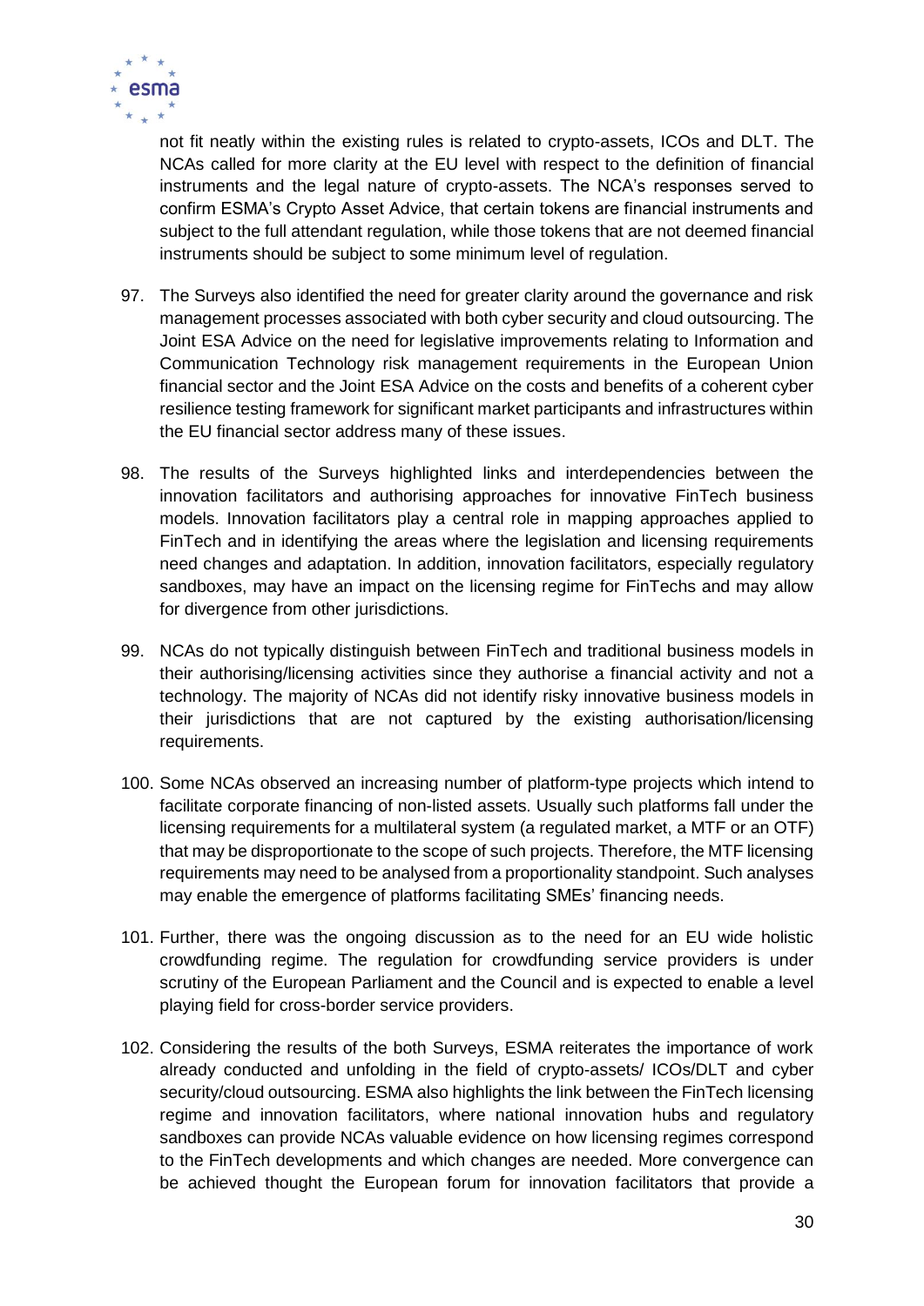not fit neatly within the existing rules is related to crypto-assets, ICOs and DLT. The NCAs called for more clarity at the EU level with respect to the definition of financial instruments and the legal nature of crypto-assets. The NCA's responses served to confirm ESMA's Crypto Asset Advice, that certain tokens are financial instruments and subject to the full attendant regulation, while those tokens that are not deemed financial instruments should be subject to some minimum level of regulation.

97. The Surveys also identified the need for greater clarity around the governance and risk management processes associated with both cyber security and cloud outsourcing. The Joint ESA Advice on the need for legislative improvements relating to Information and Communication Technology risk management requirements in the European Union financial sector and the Joint ESA Advice on the costs and benefits of a coherent cyber resilience testing framework for significant market participants and infrastructures within the EU financial sector address many of these issues.

98. The results of the Surveys highlighted links and interdependencies between the innovation facilitators and authorising approaches for innovative FinTech business models. Innovation facilitators play a central role in mapping approaches applied to FinTech and in identifying the areas where the legislation and licensing requirements need changes and adaptation. In addition, innovation facilitators, especially regulatory sandboxes, may have an impact on the licensing regime for FinTechs and may allow for divergence from other jurisdictions.

99. NCAs do not typically distinguish between FinTech and traditional business models in their authorising/licensing activities since they authorise a financial activity and not a technology. The majority of NCAs did not identify risky innovative business models in their jurisdictions that are not captured by the existing authorisation/licensing requirements.

100. Some NCAs observed an increasing number of platform-type projects which intend to facilitate corporate financing of non-listed assets. Usually such platforms fall under the licensing requirements for a multilateral system (a regulated market, a MTF or an OTF) that may be disproportionate to the scope of such projects. Therefore, the MTF licensing requirements may need to be analysed from a proportionality standpoint. Such analyses may enable the emergence of platforms facilitating SMEs' financing needs.

101. Further, there was the ongoing discussion as to the need for an EU wide holistic crowdfunding regime. The regulation for crowdfunding service providers is under scrutiny of the European Parliament and the Council and is expected to enable a level playing field for cross-border service providers.

102. Considering the results of the both Surveys, ESMA reiterates the importance of work already conducted and unfolding in the field of crypto-assets/ ICOs/DLT and cyber security/cloud outsourcing. ESMA also highlights the link between the FinTech licensing regime and innovation facilitators, where national innovation hubs and regulatory sandboxes can provide NCAs valuable evidence on how licensing regimes correspond to the FinTech developments and which changes are needed. More convergence can be achieved thought the European forum for innovation facilitators that provide a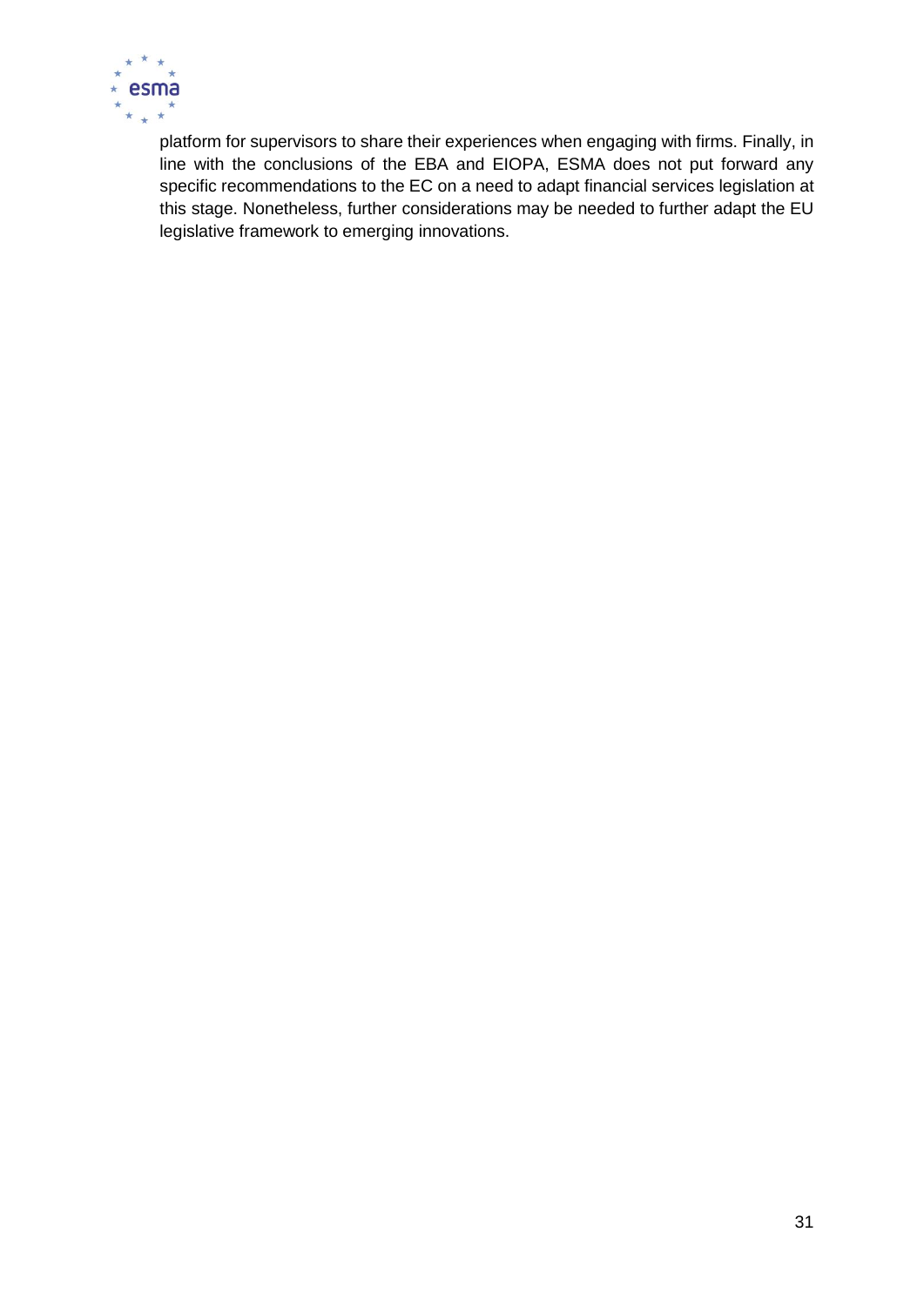platform for supervisors to share their experiences when engaging with firms. Finally, in line with the conclusions of the EBA and EIOPA, ESMA does not put forward any specific recommendations to the EC on a need to adapt financial services legislation at this stage. Nonetheless, further considerations may be needed to further adapt the EU legislative framework to emerging innovations.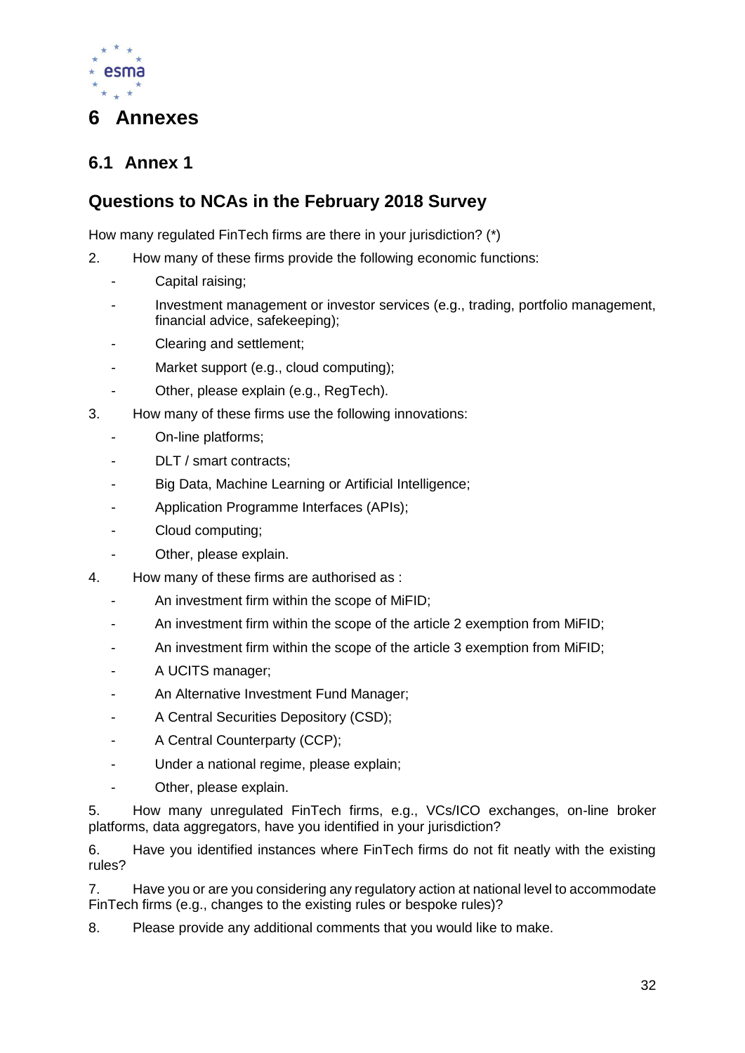# 6 Annexes

## 6.1 Annex 1

## Questions to NCAs in the February 2018 Survey

How many regulated FinTech firms are there in your jurisdiction? (*)

2. How many of these firms provide the following economic functions:
   - Capital raising;
   - Investment management or investor services (e.g., trading, portfolio management, financial advice, safekeeping);
   - Clearing and settlement;
   - Market support (e.g., cloud computing);
   - Other, please explain (e.g., RegTech).
3. How many of these firms use the following innovations:
   - On-line platforms;
   - DLT / smart contracts;
   - Big Data, Machine Learning or Artificial Intelligence;
   - Application Programme Interfaces (APIs);
   - Cloud computing;
   - Other, please explain.
4. How many of these firms are authorised as :
   - An investment firm within the scope of MiFID;
   - An investment firm within the scope of the article 2 exemption from MiFID;
   - An investment firm within the scope of the article 3 exemption from MiFID;
   - A UCITS manager;
   - An Alternative Investment Fund Manager;
   - A Central Securities Depository (CSD);
   - A Central Counterparty (CCP);
   - Under a national regime, please explain;
   - Other, please explain.
5. How many unregulated FinTech firms, e.g., VCs/ICO exchanges, on-line broker platforms, data aggregators, have you identified in your jurisdiction?
6. Have you identified instances where FinTech firms do not fit neatly with the existing rules?
7. Have you or are you considering any regulatory action at national level to accommodate FinTech firms (e.g., changes to the existing rules or bespoke rules)?
8. Please provide any additional comments that you would like to make.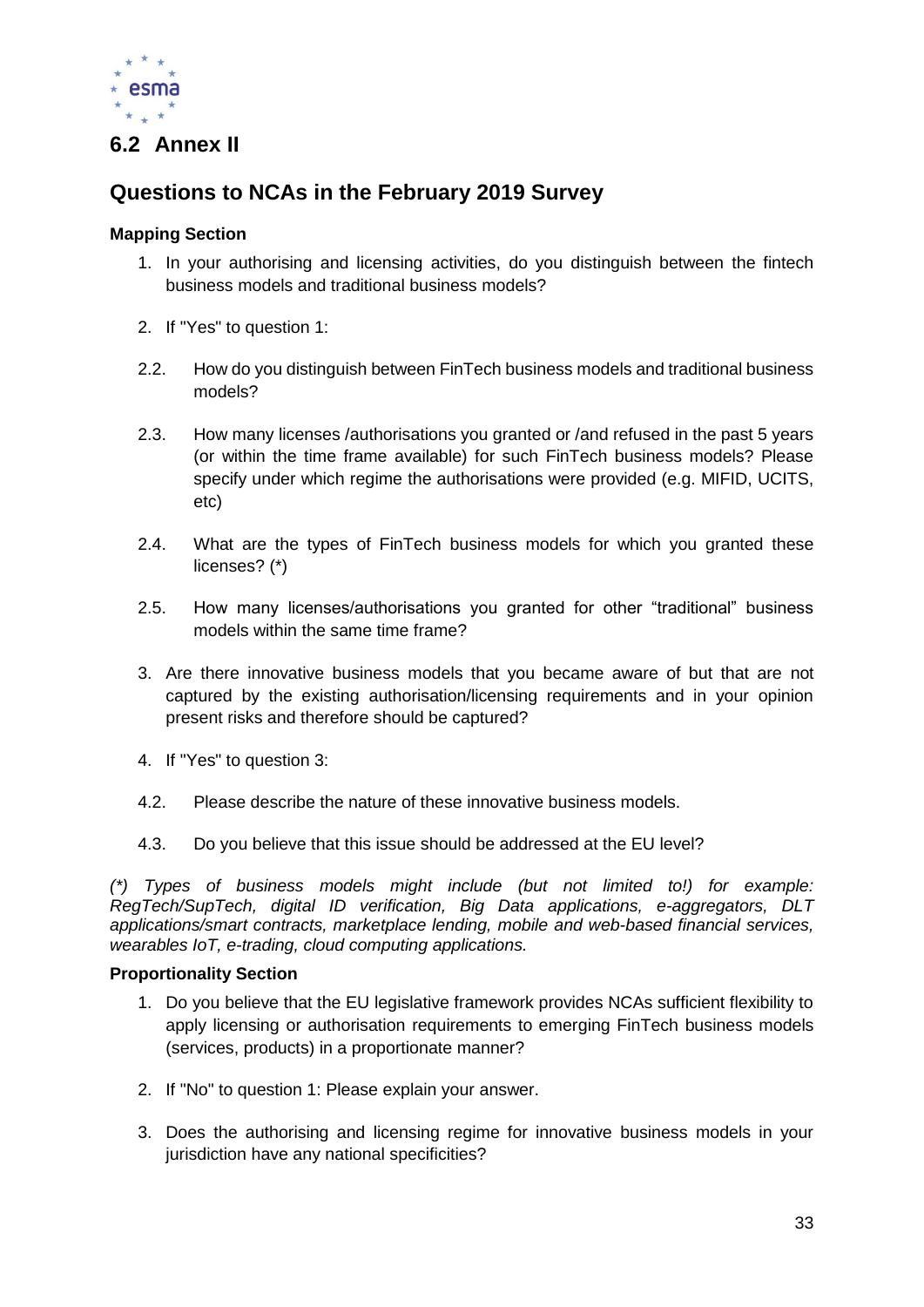## 6.2 Annex II

## Questions to NCAs in the February 2019 Survey

**Mapping Section**

1. In your authorising and licensing activities, do you distinguish between the fintech business models and traditional business models?

2. If "Yes" to question 1:

2.2. How do you distinguish between FinTech business models and traditional business models?

2.3. How many licenses /authorisations you granted or /and refused in the past 5 years (or within the time frame available) for such FinTech business models? Please specify under which regime the authorisations were provided (e.g. MIFID, UCITS, etc)

2.4. What are the types of FinTech business models for which you granted these licenses? (*)

2.5. How many licenses/authorisations you granted for other “traditional” business models within the same time frame?

3. Are there innovative business models that you became aware of but that are not captured by the existing authorisation/licensing requirements and in your opinion present risks and therefore should be captured?

4. If "Yes" to question 3:

4.2. Please describe the nature of these innovative business models.

4.3. Do you believe that this issue should be addressed at the EU level?

*(*) Types of business models might include (but not limited to!) for example: RegTech/SupTech, digital ID verification, Big Data applications, e-aggregators, DLT applications/smart contracts, marketplace lending, mobile and web-based financial services, wearables IoT, e-trading, cloud computing applications.*

**Proportionality Section**

1. Do you believe that the EU legislative framework provides NCAs sufficient flexibility to apply licensing or authorisation requirements to emerging FinTech business models (services, products) in a proportionate manner?

2. If "No" to question 1: Please explain your answer.

3. Does the authorising and licensing regime for innovative business models in your jurisdiction have any national specificities?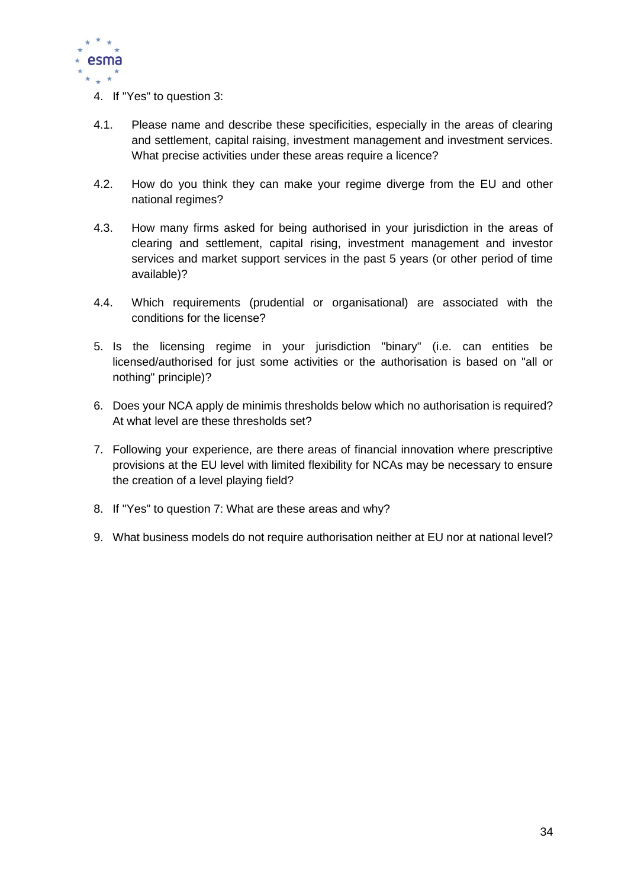4. If "Yes" to question 3:

4.1. Please name and describe these specificities, especially in the areas of clearing and settlement, capital raising, investment management and investment services. What precise activities under these areas require a licence?

4.2. How do you think they can make your regime diverge from the EU and other national regimes?

4.3. How many firms asked for being authorised in your jurisdiction in the areas of clearing and settlement, capital rising, investment management and investor services and market support services in the past 5 years (or other period of time available)?

4.4. Which requirements (prudential or organisational) are associated with the conditions for the license?

5. Is the licensing regime in your jurisdiction "binary" (i.e. can entities be licensed/authorised for just some activities or the authorisation is based on "all or nothing" principle)?

6. Does your NCA apply de minimis thresholds below which no authorisation is required? At what level are these thresholds set?

7. Following your experience, are there areas of financial innovation where prescriptive provisions at the EU level with limited flexibility for NCAs may be necessary to ensure the creation of a level playing field?

8. If "Yes" to question 7: What are these areas and why?

9. What business models do not require authorisation neither at EU nor at national level?